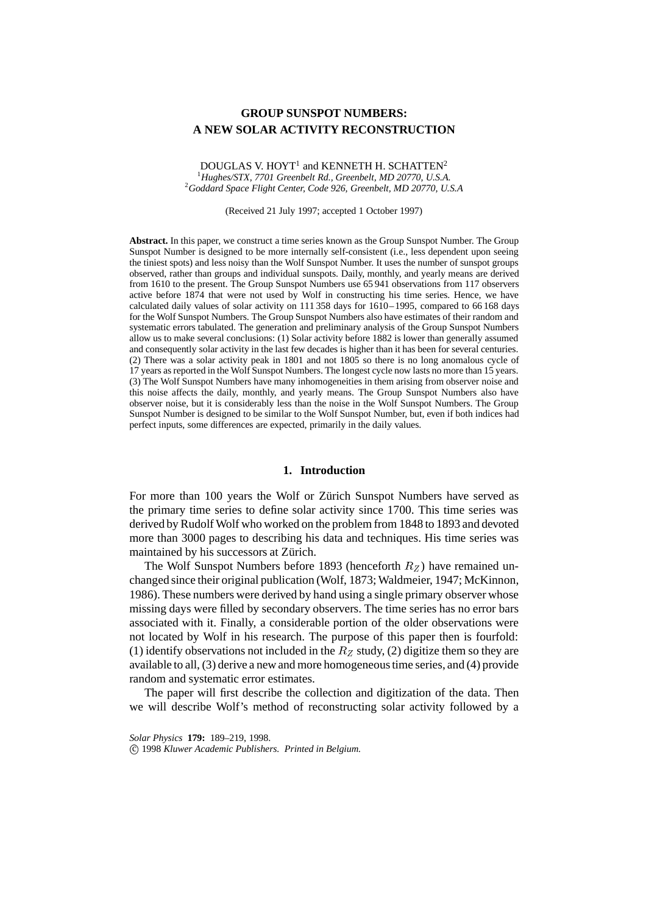# GROUP SUNSPOT NUMBERS: A NEW SOLAR ACTIVITY RECONSTRUCTION

DOUGLAS V. HOYT[1] and KENNETH H. SCHATTEN[2]

[1] *Hughes/STX, 7701 Greenbelt Rd., Greenbelt, MD 20770, U.S.A.*
[2] *Goddard Space Flight Center, Code 926, Greenbelt, MD 20770, U.S.A*

(Received 21 July 1997; accepted 1 October 1997)

**Abstract.** In this paper, we construct a time series known as the Group Sunspot Number. The Group Sunspot Number is designed to be more internally self-consistent (i.e., less dependent upon seeing the tiniest spots) and less noisy than the Wolf Sunspot Number. It uses the number of sunspot groups observed, rather than groups and individual sunspots. Daily, monthly, and yearly means are derived from 1610 to the present. The Group Sunspot Numbers use 65 941 observations from 117 observers active before 1874 that were not used by Wolf in constructing his time series. Hence, we have calculated daily values of solar activity on 111 358 days for 1610–1995, compared to 66 168 days for the Wolf Sunspot Numbers. The Group Sunspot Numbers also have estimates of their random and systematic errors tabulated. The generation and preliminary analysis of the Group Sunspot Numbers allow us to make several conclusions: (1) Solar activity before 1882 is lower than generally assumed and consequently solar activity in the last few decades is higher than it has been for several centuries. (2) There was a solar activity peak in 1801 and not 1805 so there is no long anomalous cycle of 17 years as reported in the Wolf Sunspot Numbers. The longest cycle now lasts no more than 15 years. (3) The Wolf Sunspot Numbers have many inhomogeneities in them arising from observer noise and this noise affects the daily, monthly, and yearly means. The Group Sunspot Numbers also have observer noise, but it is considerably less than the noise in the Wolf Sunspot Numbers. The Group Sunspot Number is designed to be similar to the Wolf Sunspot Number, but, even if both indices had perfect inputs, some differences are expected, primarily in the daily values.

## 1. Introduction

For more than 100 years the Wolf or Zürich Sunspot Numbers have served as the primary time series to define solar activity since 1700. This time series was derived by Rudolf Wolf who worked on the problem from 1848 to 1893 and devoted more than 3000 pages to describing his data and techniques. His time series was maintained by his successors at Zürich.

The Wolf Sunspot Numbers before 1893 (henceforth $R_Z$) have remained unchanged since their original publication (Wolf, 1873; Waldmeier, 1947; McKinnon, 1986). These numbers were derived by hand using a single primary observer whose missing days were filled by secondary observers. The time series has no error bars associated with it. Finally, a considerable portion of the older observations were not located by Wolf in his research. The purpose of this paper then is fourfold: (1) identify observations not included in the $R_Z$ study, (2) digitize them so they are available to all, (3) derive a new and more homogeneous time series, and (4) provide random and systematic error estimates.

The paper will first describe the collection and digitization of the data. Then we will describe Wolf's method of reconstructing solar activity followed by a

*Solar Physics* **179:** 189–219, 1998.
© 1998 *Kluwer Academic Publishers. Printed in Belgium.*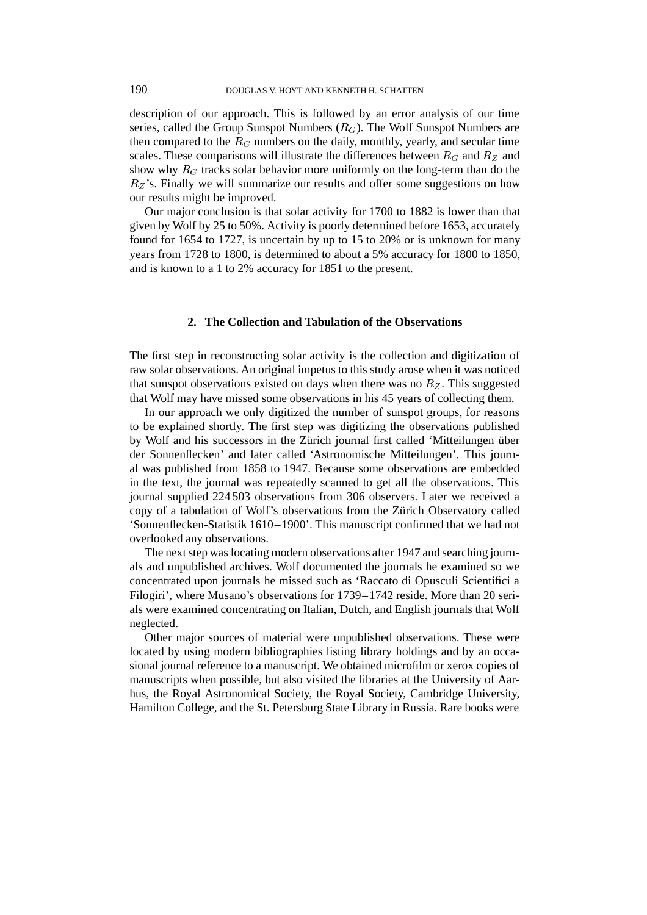description of our approach. This is followed by an error analysis of our time series, called the Group Sunspot Numbers ($R_G$). The Wolf Sunspot Numbers are then compared to the $R_G$ numbers on the daily, monthly, yearly, and secular time scales. These comparisons will illustrate the differences between $R_G$ and $R_Z$ and show why $R_G$ tracks solar behavior more uniformly on the long-term than do the $R_Z$'s. Finally we will summarize our results and offer some suggestions on how our results might be improved.

Our major conclusion is that solar activity for 1700 to 1882 is lower than that given by Wolf by 25 to 50%. Activity is poorly determined before 1653, accurately found for 1654 to 1727, is uncertain by up to 15 to 20% or is unknown for many years from 1728 to 1800, is determined to about a 5% accuracy for 1800 to 1850, and is known to a 1 to 2% accuracy for 1851 to the present.

## 2. The Collection and Tabulation of the Observations

The first step in reconstructing solar activity is the collection and digitization of raw solar observations. An original impetus to this study arose when it was noticed that sunspot observations existed on days when there was no $R_Z$. This suggested that Wolf may have missed some observations in his 45 years of collecting them.

In our approach we only digitized the number of sunspot groups, for reasons to be explained shortly. The first step was digitizing the observations published by Wolf and his successors in the Zürich journal first called 'Mitteilungen über der Sonnenflecken' and later called 'Astronomische Mitteilungen'. This journal was published from 1858 to 1947. Because some observations are embedded in the text, the journal was repeatedly scanned to get all the observations. This journal supplied 224 503 observations from 306 observers. Later we received a copy of a tabulation of Wolf's observations from the Zürich Observatory called 'Sonnenflecken-Statistik 1610–1900'. This manuscript confirmed that we had not overlooked any observations.

The next step was locating modern observations after 1947 and searching journals and unpublished archives. Wolf documented the journals he examined so we concentrated upon journals he missed such as 'Raccato di Opusculi Scientifici a Filogiri', where Musano's observations for 1739–1742 reside. More than 20 serials were examined concentrating on Italian, Dutch, and English journals that Wolf neglected.

Other major sources of material were unpublished observations. These were located by using modern bibliographies listing library holdings and by an occasional journal reference to a manuscript. We obtained microfilm or xerox copies of manuscripts when possible, but also visited the libraries at the University of Aarhus, the Royal Astronomical Society, the Royal Society, Cambridge University, Hamilton College, and the St. Petersburg State Library in Russia. Rare books were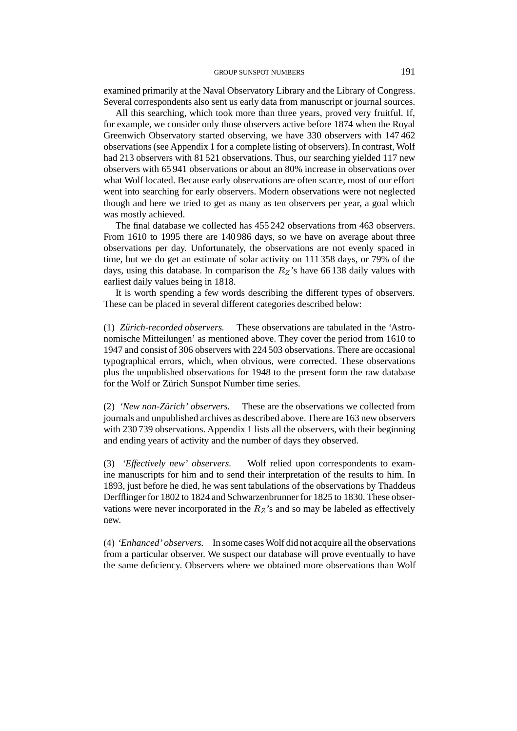examined primarily at the Naval Observatory Library and the Library of Congress. Several correspondents also sent us early data from manuscript or journal sources.

All this searching, which took more than three years, proved very fruitful. If, for example, we consider only those observers active before 1874 when the Royal Greenwich Observatory started observing, we have 330 observers with 147 462 observations (see Appendix 1 for a complete listing of observers). In contrast, Wolf had 213 observers with 81 521 observations. Thus, our searching yielded 117 new observers with 65 941 observations or about an 80% increase in observations over what Wolf located. Because early observations are often scarce, most of our effort went into searching for early observers. Modern observations were not neglected though and here we tried to get as many as ten observers per year, a goal which was mostly achieved.

The final database we collected has 455 242 observations from 463 observers. From 1610 to 1995 there are 140 986 days, so we have on average about three observations per day. Unfortunately, the observations are not evenly spaced in time, but we do get an estimate of solar activity on 111 358 days, or 79% of the days, using this database. In comparison the $R_Z$'s have 66 138 daily values with earliest daily values being in 1818.

It is worth spending a few words describing the different types of observers. These can be placed in several different categories described below:

(1) *Zürich-recorded observers.* These observations are tabulated in the 'Astronomische Mitteilungen' as mentioned above. They cover the period from 1610 to 1947 and consist of 306 observers with 224 503 observations. There are occasional typographical errors, which, when obvious, were corrected. These observations plus the unpublished observations for 1948 to the present form the raw database for the Wolf or Zürich Sunspot Number time series.

(2) *'New non-Zürich' observers.* These are the observations we collected from journals and unpublished archives as described above. There are 163 new observers with 230 739 observations. Appendix 1 lists all the observers, with their beginning and ending years of activity and the number of days they observed.

(3) *'Effectively new' observers.* Wolf relied upon correspondents to examine manuscripts for him and to send their interpretation of the results to him. In 1893, just before he died, he was sent tabulations of the observations by Thaddeus Derfflinger for 1802 to 1824 and Schwarzenbrunner for 1825 to 1830. These observations were never incorporated in the $R_Z$'s and so may be labeled as effectively new.

(4) *'Enhanced' observers.* In some cases Wolf did not acquire all the observations from a particular observer. We suspect our database will prove eventually to have the same deficiency. Observers where we obtained more observations than Wolf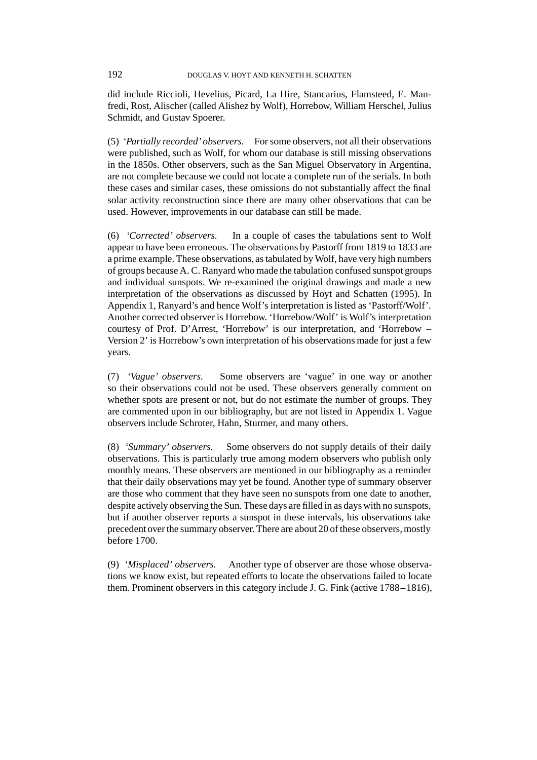did include Riccioli, Hevelius, Picard, La Hire, Stancarius, Flamsteed, E. Manfredi, Rost, Alischer (called Alishez by Wolf), Horrebow, William Herschel, Julius Schmidt, and Gustav Spoerer.

(5) *'Partially recorded' observers.* For some observers, not all their observations were published, such as Wolf, for whom our database is still missing observations in the 1850s. Other observers, such as the San Miguel Observatory in Argentina, are not complete because we could not locate a complete run of the serials. In both these cases and similar cases, these omissions do not substantially affect the final solar activity reconstruction since there are many other observations that can be used. However, improvements in our database can still be made.

(6) *'Corrected' observers.* In a couple of cases the tabulations sent to Wolf appear to have been erroneous. The observations by Pastorff from 1819 to 1833 are a prime example. These observations, as tabulated by Wolf, have very high numbers of groups because A. C. Ranyard who made the tabulation confused sunspot groups and individual sunspots. We re-examined the original drawings and made a new interpretation of the observations as discussed by Hoyt and Schatten (1995). In Appendix 1, Ranyard's and hence Wolf's interpretation is listed as 'Pastorff/Wolf'. Another corrected observer is Horrebow. 'Horrebow/Wolf' is Wolf's interpretation courtesy of Prof. D'Arrest, 'Horrebow' is our interpretation, and 'Horrebow – Version 2' is Horrebow's own interpretation of his observations made for just a few years.

(7) *'Vague' observers.* Some observers are 'vague' in one way or another so their observations could not be used. These observers generally comment on whether spots are present or not, but do not estimate the number of groups. They are commented upon in our bibliography, but are not listed in Appendix 1. Vague observers include Schroter, Hahn, Sturmer, and many others.

(8) *'Summary' observers.* Some observers do not supply details of their daily observations. This is particularly true among modern observers who publish only monthly means. These observers are mentioned in our bibliography as a reminder that their daily observations may yet be found. Another type of summary observer are those who comment that they have seen no sunspots from one date to another, despite actively observing the Sun. These days are filled in as days with no sunspots, but if another observer reports a sunspot in these intervals, his observations take precedent over the summary observer. There are about 20 of these observers, mostly before 1700.

(9) *'Misplaced' observers.* Another type of observer are those whose observations we know exist, but repeated efforts to locate the observations failed to locate them. Prominent observers in this category include J. G. Fink (active 1788–1816),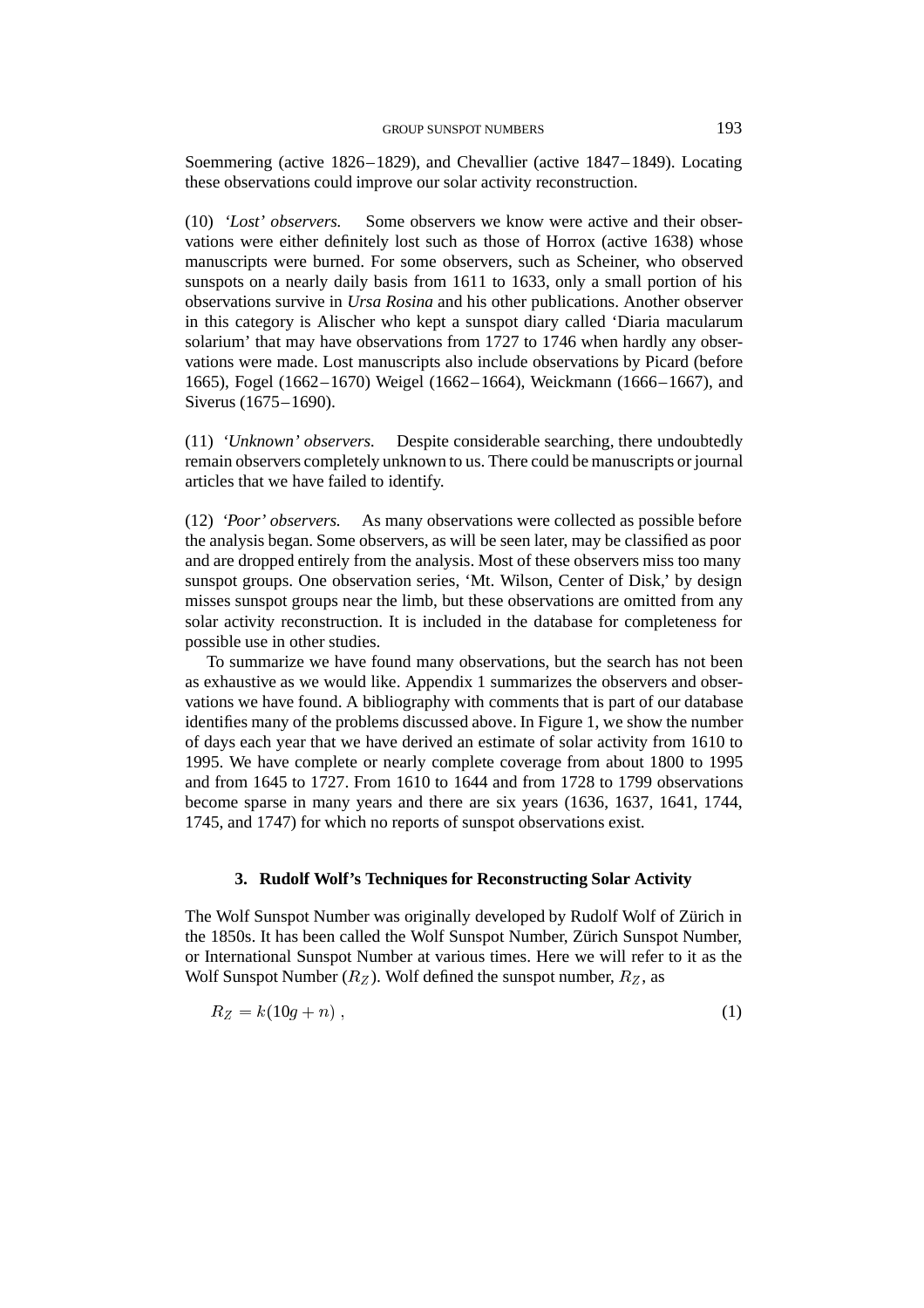Soemmering (active 1826–1829), and Chevallier (active 1847–1849). Locating these observations could improve our solar activity reconstruction.

(10) *'Lost' observers.* Some observers we know were active and their observations were either definitely lost such as those of Horrox (active 1638) whose manuscripts were burned. For some observers, such as Scheiner, who observed sunspots on a nearly daily basis from 1611 to 1633, only a small portion of his observations survive in *Ursa Rosina* and his other publications. Another observer in this category is Alischer who kept a sunspot diary called 'Diaria macularum solarium' that may have observations from 1727 to 1746 when hardly any observations were made. Lost manuscripts also include observations by Picard (before 1665), Fogel (1662–1670) Weigel (1662–1664), Weickmann (1666–1667), and Siverus (1675–1690).

(11) *'Unknown' observers.* Despite considerable searching, there undoubtedly remain observers completely unknown to us. There could be manuscripts or journal articles that we have failed to identify.

(12) *'Poor' observers.* As many observations were collected as possible before the analysis began. Some observers, as will be seen later, may be classified as poor and are dropped entirely from the analysis. Most of these observers miss too many sunspot groups. One observation series, 'Mt. Wilson, Center of Disk,' by design misses sunspot groups near the limb, but these observations are omitted from any solar activity reconstruction. It is included in the database for completeness for possible use in other studies.

To summarize we have found many observations, but the search has not been as exhaustive as we would like. Appendix 1 summarizes the observers and observations we have found. A bibliography with comments that is part of our database identifies many of the problems discussed above. In Figure 1, we show the number of days each year that we have derived an estimate of solar activity from 1610 to 1995. We have complete or nearly complete coverage from about 1800 to 1995 and from 1645 to 1727. From 1610 to 1644 and from 1728 to 1799 observations become sparse in many years and there are six years (1636, 1637, 1641, 1744, 1745, and 1747) for which no reports of sunspot observations exist.

## 3. Rudolf Wolf's Techniques for Reconstructing Solar Activity

The Wolf Sunspot Number was originally developed by Rudolf Wolf of Zürich in the 1850s. It has been called the Wolf Sunspot Number, Zürich Sunspot Number, or International Sunspot Number at various times. Here we will refer to it as the Wolf Sunspot Number ($R_Z$). Wolf defined the sunspot number, $R_Z$, as

$$R_Z = k(10g + n) , \tag{1}$$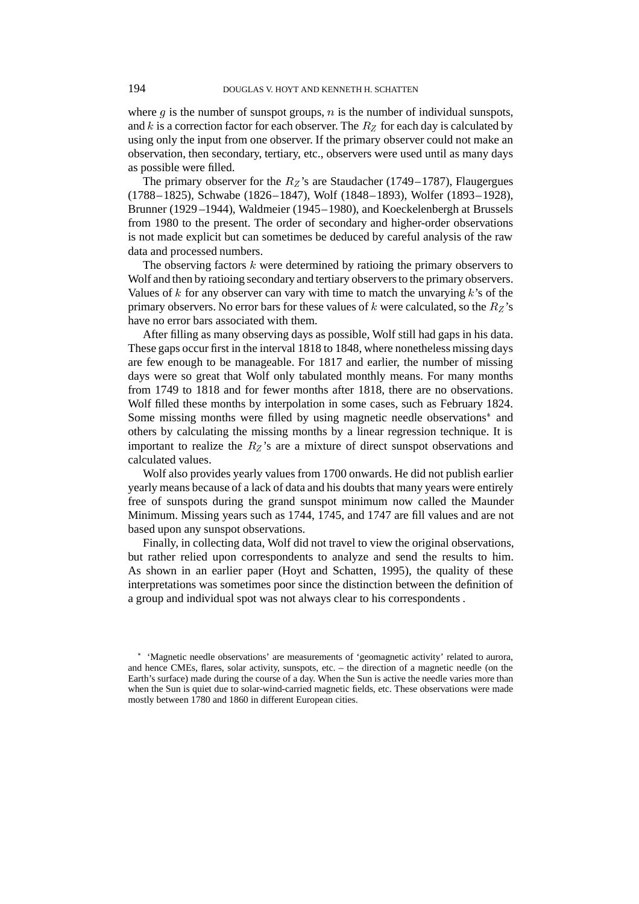where $g$ is the number of sunspot groups, $n$ is the number of individual sunspots, and $k$ is a correction factor for each observer. The $R_Z$ for each day is calculated by using only the input from one observer. If the primary observer could not make an observation, then secondary, tertiary, etc., observers were used until as many days as possible were filled.

The primary observer for the $R_Z$'s are Staudacher (1749–1787), Flaugergues (1788–1825), Schwabe (1826–1847), Wolf (1848–1893), Wolfer (1893–1928), Brunner (1929–1944), Waldmeier (1945–1980), and Koeckelenbergh at Brussels from 1980 to the present. The order of secondary and higher-order observations is not made explicit but can sometimes be deduced by careful analysis of the raw data and processed numbers.

The observing factors $k$ were determined by ratioing the primary observers to Wolf and then by ratioing secondary and tertiary observers to the primary observers. Values of $k$ for any observer can vary with time to match the unvarying $k$'s of the primary observers. No error bars for these values of $k$ were calculated, so the $R_Z$'s have no error bars associated with them.

After filling as many observing days as possible, Wolf still had gaps in his data. These gaps occur first in the interval 1818 to 1848, where nonetheless missing days are few enough to be manageable. For 1817 and earlier, the number of missing days were so great that Wolf only tabulated monthly means. For many months from 1749 to 1818 and for fewer months after 1818, there are no observations. Wolf filled these months by interpolation in some cases, such as February 1824. Some missing months were filled by using magnetic needle observations* and others by calculating the missing months by a linear regression technique. It is important to realize the $R_Z$'s are a mixture of direct sunspot observations and calculated values.

Wolf also provides yearly values from 1700 onwards. He did not publish earlier yearly means because of a lack of data and his doubts that many years were entirely free of sunspots during the grand sunspot minimum now called the Maunder Minimum. Missing years such as 1744, 1745, and 1747 are fill values and are not based upon any sunspot observations.

Finally, in collecting data, Wolf did not travel to view the original observations, but rather relied upon correspondents to analyze and send the results to him. As shown in an earlier paper (Hoyt and Schatten, 1995), the quality of these interpretations was sometimes poor since the distinction between the definition of a group and individual spot was not always clear to his correspondents .

* 'Magnetic needle observations' are measurements of 'geomagnetic activity' related to aurora, and hence CMEs, flares, solar activity, sunspots, etc. – the direction of a magnetic needle (on the Earth's surface) made during the course of a day. When the Sun is active the needle varies more than when the Sun is quiet due to solar-wind-carried magnetic fields, etc. These observations were made mostly between 1780 and 1860 in different European cities.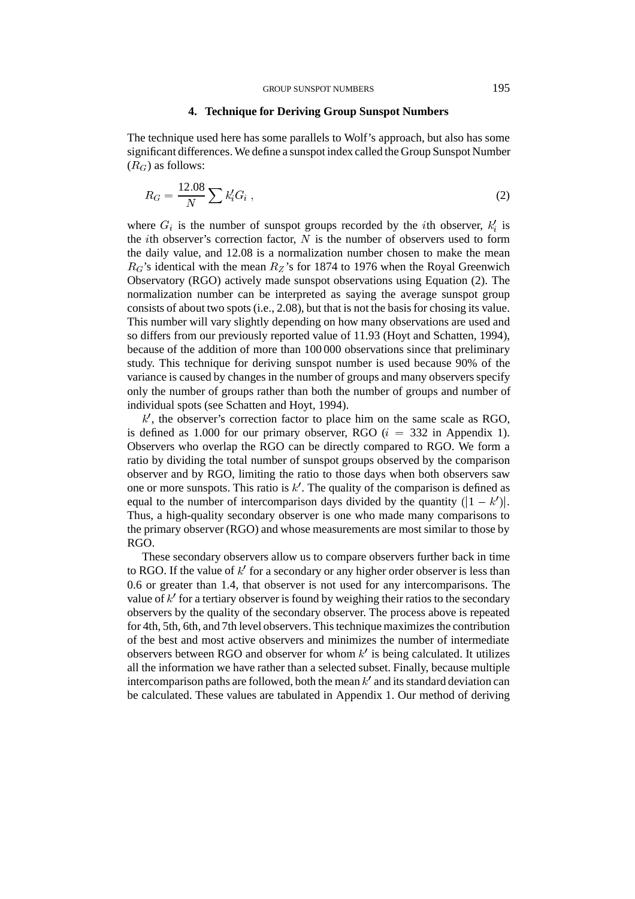## 4. Technique for Deriving Group Sunspot Numbers

The technique used here has some parallels to Wolf's approach, but also has some significant differences. We define a sunspot index called the Group Sunspot Number ($R_G$) as follows:

$$R_G = \frac{12.08}{N} \sum k'_i G_i \,, \tag{2}$$

where $G_i$ is the number of sunspot groups recorded by the $i$th observer, $k'_i$ is the $i$th observer's correction factor, $N$ is the number of observers used to form the daily value, and 12.08 is a normalization number chosen to make the mean $R_G$'s identical with the mean $R_Z$'s for 1874 to 1976 when the Royal Greenwich Observatory (RGO) actively made sunspot observations using Equation (2). The normalization number can be interpreted as saying the average sunspot group consists of about two spots (i.e., 2.08), but that is not the basis for chosing its value. This number will vary slightly depending on how many observations are used and so differs from our previously reported value of 11.93 (Hoyt and Schatten, 1994), because of the addition of more than 100 000 observations since that preliminary study. This technique for deriving sunspot number is used because 90% of the variance is caused by changes in the number of groups and many observers specify only the number of groups rather than both the number of groups and number of individual spots (see Schatten and Hoyt, 1994).

$k'$, the observer's correction factor to place him on the same scale as RGO, is defined as 1.000 for our primary observer, RGO ($i = 332$ in Appendix 1). Observers who overlap the RGO can be directly compared to RGO. We form a ratio by dividing the total number of sunspot groups observed by the comparison observer and by RGO, limiting the ratio to those days when both observers saw one or more sunspots. This ratio is $k'$. The quality of the comparison is defined as equal to the number of intercomparison days divided by the quantity $(|1 - k')|$. Thus, a high-quality secondary observer is one who made many comparisons to the primary observer (RGO) and whose measurements are most similar to those by RGO.

These secondary observers allow us to compare observers further back in time to RGO. If the value of $k'$ for a secondary or any higher order observer is less than 0.6 or greater than 1.4, that observer is not used for any intercomparisons. The value of $k'$ for a tertiary observer is found by weighing their ratios to the secondary observers by the quality of the secondary observer. The process above is repeated for 4th, 5th, 6th, and 7th level observers. This technique maximizes the contribution of the best and most active observers and minimizes the number of intermediate observers between RGO and observer for whom $k'$ is being calculated. It utilizes all the information we have rather than a selected subset. Finally, because multiple intercomparison paths are followed, both the mean $k'$ and its standard deviation can be calculated. These values are tabulated in Appendix 1. Our method of deriving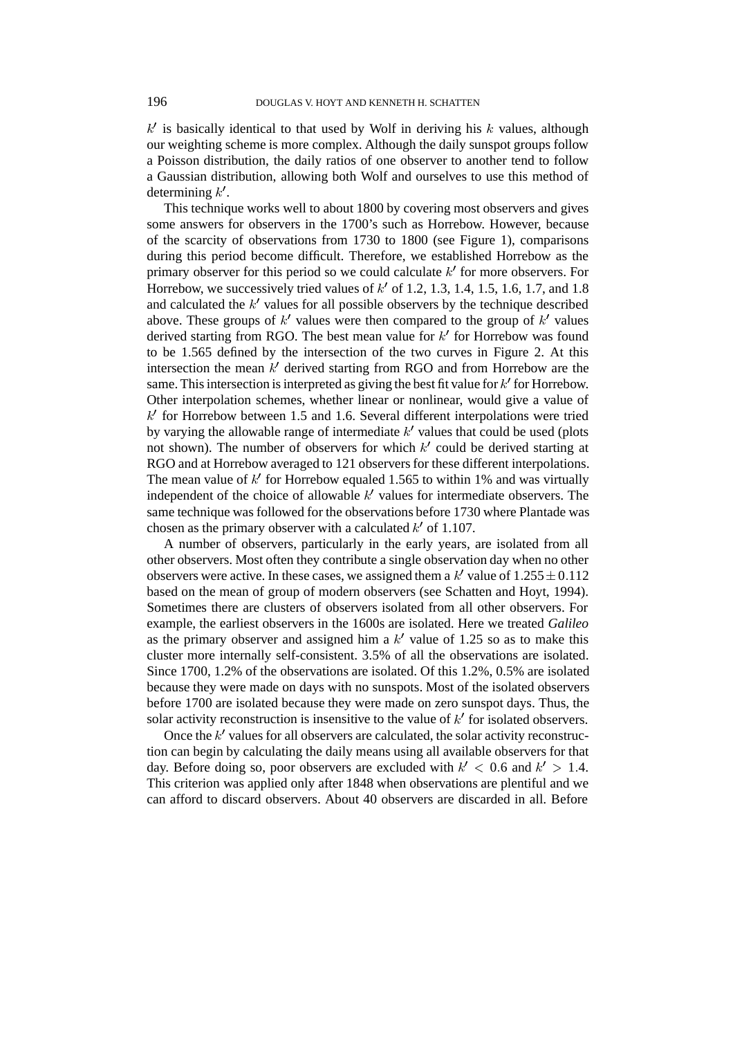$k'$ is basically identical to that used by Wolf in deriving his $k$ values, although our weighting scheme is more complex. Although the daily sunspot groups follow a Poisson distribution, the daily ratios of one observer to another tend to follow a Gaussian distribution, allowing both Wolf and ourselves to use this method of determining $k'$.

This technique works well to about 1800 by covering most observers and gives some answers for observers in the 1700's such as Horrebow. However, because of the scarcity of observations from 1730 to 1800 (see Figure 1), comparisons during this period become difficult. Therefore, we established Horrebow as the primary observer for this period so we could calculate $k'$ for more observers. For Horrebow, we successively tried values of $k'$ of 1.2, 1.3, 1.4, 1.5, 1.6, 1.7, and 1.8 and calculated the $k'$ values for all possible observers by the technique described above. These groups of $k'$ values were then compared to the group of $k'$ values derived starting from RGO. The best mean value for $k'$ for Horrebow was found to be 1.565 defined by the intersection of the two curves in Figure 2. At this intersection the mean $k'$ derived starting from RGO and from Horrebow are the same. This intersection is interpreted as giving the best fit value for $k'$ for Horrebow. Other interpolation schemes, whether linear or nonlinear, would give a value of $k'$ for Horrebow between 1.5 and 1.6. Several different interpolations were tried by varying the allowable range of intermediate $k'$ values that could be used (plots not shown). The number of observers for which $k'$ could be derived starting at RGO and at Horrebow averaged to 121 observers for these different interpolations. The mean value of $k'$ for Horrebow equaled 1.565 to within 1% and was virtually independent of the choice of allowable $k'$ values for intermediate observers. The same technique was followed for the observations before 1730 where Plantade was chosen as the primary observer with a calculated $k'$ of 1.107.

A number of observers, particularly in the early years, are isolated from all other observers. Most often they contribute a single observation day when no other observers were active. In these cases, we assigned them a $k'$ value of $1.255 \pm 0.112$ based on the mean of group of modern observers (see Schatten and Hoyt, 1994). Sometimes there are clusters of observers isolated from all other observers. For example, the earliest observers in the 1600s are isolated. Here we treated *Galileo* as the primary observer and assigned him a $k'$ value of 1.25 so as to make this cluster more internally self-consistent. 3.5% of all the observations are isolated. Since 1700, 1.2% of the observations are isolated. Of this 1.2%, 0.5% are isolated because they were made on days with no sunspots. Most of the isolated observers before 1700 are isolated because they were made on zero sunspot days. Thus, the solar activity reconstruction is insensitive to the value of $k'$ for isolated observers.

Once the $k'$ values for all observers are calculated, the solar activity reconstruction can begin by calculating the daily means using all available observers for that day. Before doing so, poor observers are excluded with $k' < 0.6$ and $k' > 1.4$. This criterion was applied only after 1848 when observations are plentiful and we can afford to discard observers. About 40 observers are discarded in all. Before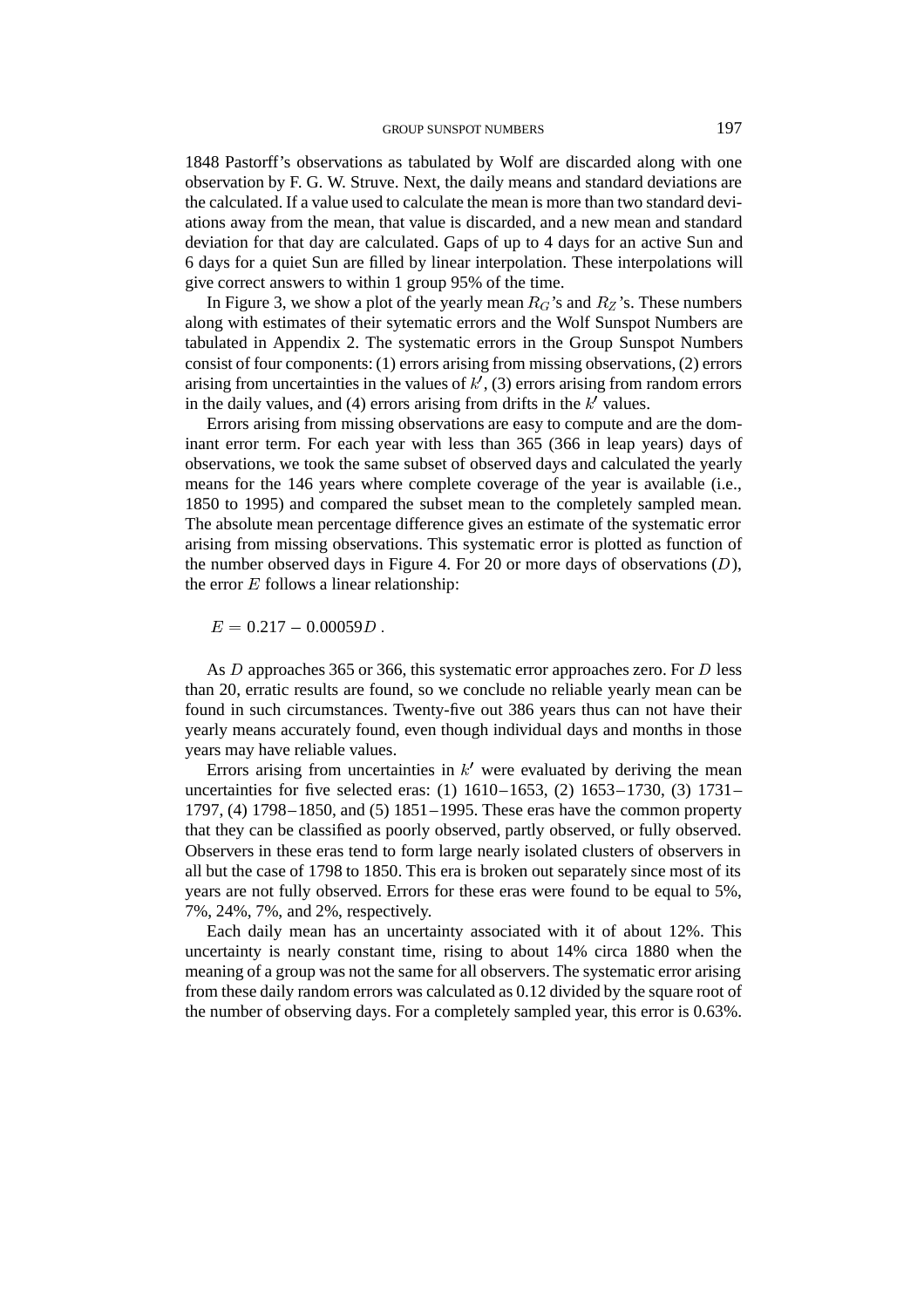1848 Pastorff's observations as tabulated by Wolf are discarded along with one observation by F. G. W. Struve. Next, the daily means and standard deviations are the calculated. If a value used to calculate the mean is more than two standard deviations away from the mean, that value is discarded, and a new mean and standard deviation for that day are calculated. Gaps of up to 4 days for an active Sun and 6 days for a quiet Sun are filled by linear interpolation. These interpolations will give correct answers to within 1 group 95% of the time.

In Figure 3, we show a plot of the yearly mean $R_G$'s and $R_Z$'s. These numbers along with estimates of their sytematic errors and the Wolf Sunspot Numbers are tabulated in Appendix 2. The systematic errors in the Group Sunspot Numbers consist of four components: (1) errors arising from missing observations, (2) errors arising from uncertainties in the values of $k'$, (3) errors arising from random errors in the daily values, and (4) errors arising from drifts in the $k'$ values.

Errors arising from missing observations are easy to compute and are the dominant error term. For each year with less than 365 (366 in leap years) days of observations, we took the same subset of observed days and calculated the yearly means for the 146 years where complete coverage of the year is available (i.e., 1850 to 1995) and compared the subset mean to the completely sampled mean. The absolute mean percentage difference gives an estimate of the systematic error arising from missing observations. This systematic error is plotted as function of the number observed days in Figure 4. For 20 or more days of observations ($D$), the error $E$ follows a linear relationship:

$$E = 0.217 - 0.00059D\,.$$

As $D$ approaches 365 or 366, this systematic error approaches zero. For $D$ less than 20, erratic results are found, so we conclude no reliable yearly mean can be found in such circumstances. Twenty-five out 386 years thus can not have their yearly means accurately found, even though individual days and months in those years may have reliable values.

Errors arising from uncertainties in $k'$ were evaluated by deriving the mean uncertainties for five selected eras: (1) 1610–1653, (2) 1653–1730, (3) 1731–1797, (4) 1798–1850, and (5) 1851–1995. These eras have the common property that they can be classified as poorly observed, partly observed, or fully observed. Observers in these eras tend to form large nearly isolated clusters of observers in all but the case of 1798 to 1850. This era is broken out separately since most of its years are not fully observed. Errors for these eras were found to be equal to 5%, 7%, 24%, 7%, and 2%, respectively.

Each daily mean has an uncertainty associated with it of about 12%. This uncertainty is nearly constant time, rising to about 14% circa 1880 when the meaning of a group was not the same for all observers. The systematic error arising from these daily random errors was calculated as 0.12 divided by the square root of the number of observing days. For a completely sampled year, this error is 0.63%.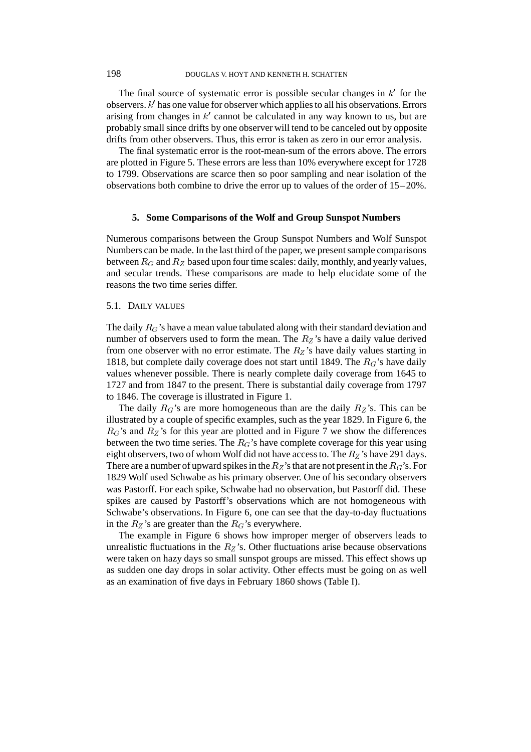The final source of systematic error is possible secular changes in $k'$ for the observers. $k'$ has one value for observer which applies to all his observations. Errors arising from changes in $k'$ cannot be calculated in any way known to us, but are probably small since drifts by one observer will tend to be canceled out by opposite drifts from other observers. Thus, this error is taken as zero in our error analysis.

The final systematic error is the root-mean-sum of the errors above. The errors are plotted in Figure 5. These errors are less than 10% everywhere except for 1728 to 1799. Observations are scarce then so poor sampling and near isolation of the observations both combine to drive the error up to values of the order of 15–20%.

## 5. Some Comparisons of the Wolf and Group Sunspot Numbers

Numerous comparisons between the Group Sunspot Numbers and Wolf Sunspot Numbers can be made. In the last third of the paper, we present sample comparisons between $R_G$ and $R_Z$ based upon four time scales: daily, monthly, and yearly values, and secular trends. These comparisons are made to help elucidate some of the reasons the two time series differ.

### 5.1. Daily values

The daily $R_G$'s have a mean value tabulated along with their standard deviation and number of observers used to form the mean. The $R_Z$'s have a daily value derived from one observer with no error estimate. The $R_Z$'s have daily values starting in 1818, but complete daily coverage does not start until 1849. The $R_G$'s have daily values whenever possible. There is nearly complete daily coverage from 1645 to 1727 and from 1847 to the present. There is substantial daily coverage from 1797 to 1846. The coverage is illustrated in Figure 1.

The daily $R_G$'s are more homogeneous than are the daily $R_Z$'s. This can be illustrated by a couple of specific examples, such as the year 1829. In Figure 6, the $R_G$'s and $R_Z$'s for this year are plotted and in Figure 7 we show the differences between the two time series. The $R_G$'s have complete coverage for this year using eight observers, two of whom Wolf did not have access to. The $R_Z$'s have 291 days. There are a number of upward spikes in the $R_Z$'s that are not present in the $R_G$'s. For 1829 Wolf used Schwabe as his primary observer. One of his secondary observers was Pastorff. For each spike, Schwabe had no observation, but Pastorff did. These spikes are caused by Pastorff's observations which are not homogeneous with Schwabe's observations. In Figure 6, one can see that the day-to-day fluctuations in the $R_Z$'s are greater than the $R_G$'s everywhere.

The example in Figure 6 shows how improper merger of observers leads to unrealistic fluctuations in the $R_Z$'s. Other fluctuations arise because observations were taken on hazy days so small sunspot groups are missed. This effect shows up as sudden one day drops in solar activity. Other effects must be going on as well as an examination of five days in February 1860 shows (Table I).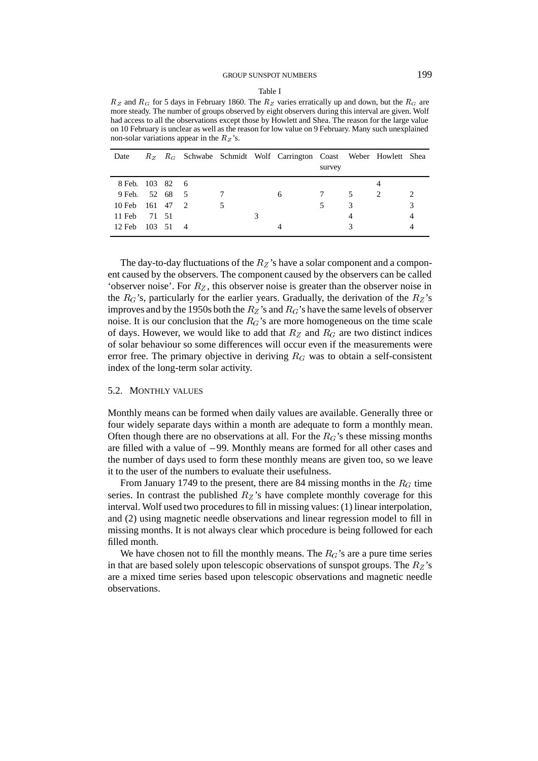Table I

$R_Z$ and $R_G$ for 5 days in February 1860. The $R_Z$ varies erratically up and down, but the $R_G$ are more steady. The number of groups observed by eight observers during this interval are given. Wolf had access to all the observations except those by Howlett and Shea. The reason for the large value on 10 February is unclear as well as the reason for low value on 9 February. Many such unexplained non-solar variations appear in the $R_Z$'s.

| Date | $R_Z$ | $R_G$ | Schwabe | Schmidt | Wolf | Carrington | Coast survey | Weber | Howlett | Shea |
|---|---|---|---|---|---|---|---|---|---|---|
| 8 Feb. | 103 | 82 | 6 | | | | | | 4 | |
| 9 Feb. | 52 | 68 | 5 | 7 | | 6 | 7 | 5 | 2 | 2 |
| 10 Feb | 161 | 47 | 2 | 5 | | | 5 | 3 | | 3 |
| 11 Feb | 71 | 51 | | | 3 | | | 4 | | 4 |
| 12 Feb | 103 | 51 | 4 | | | 4 | | 3 | | 4 |

The day-to-day fluctuations of the $R_Z$'s have a solar component and a component caused by the observers. The component caused by the observers can be called 'observer noise'. For $R_Z$, this observer noise is greater than the observer noise in the $R_G$'s, particularly for the earlier years. Gradually, the derivation of the $R_Z$'s improves and by the 1950s both the $R_Z$'s and $R_G$'s have the same levels of observer noise. It is our conclusion that the $R_G$'s are more homogeneous on the time scale of days. However, we would like to add that $R_Z$ and $R_G$ are two distinct indices of solar behaviour so some differences will occur even if the measurements were error free. The primary objective in deriving $R_G$ was to obtain a self-consistent index of the long-term solar activity.

### 5.2. Monthly Values

Monthly means can be formed when daily values are available. Generally three or four widely separate days within a month are adequate to form a monthly mean. Often though there are no observations at all. For the $R_G$'s these missing months are filled with a value of $-99$. Monthly means are formed for all other cases and the number of days used to form these monthly means are given too, so we leave it to the user of the numbers to evaluate their usefulness.

From January 1749 to the present, there are 84 missing months in the $R_G$ time series. In contrast the published $R_Z$'s have complete monthly coverage for this interval. Wolf used two procedures to fill in missing values: (1) linear interpolation, and (2) using magnetic needle observations and linear regression model to fill in missing months. It is not always clear which procedure is being followed for each filled month.

We have chosen not to fill the monthly means. The $R_G$'s are a pure time series in that are based solely upon telescopic observations of sunspot groups. The $R_Z$'s are a mixed time series based upon telescopic observations and magnetic needle observations.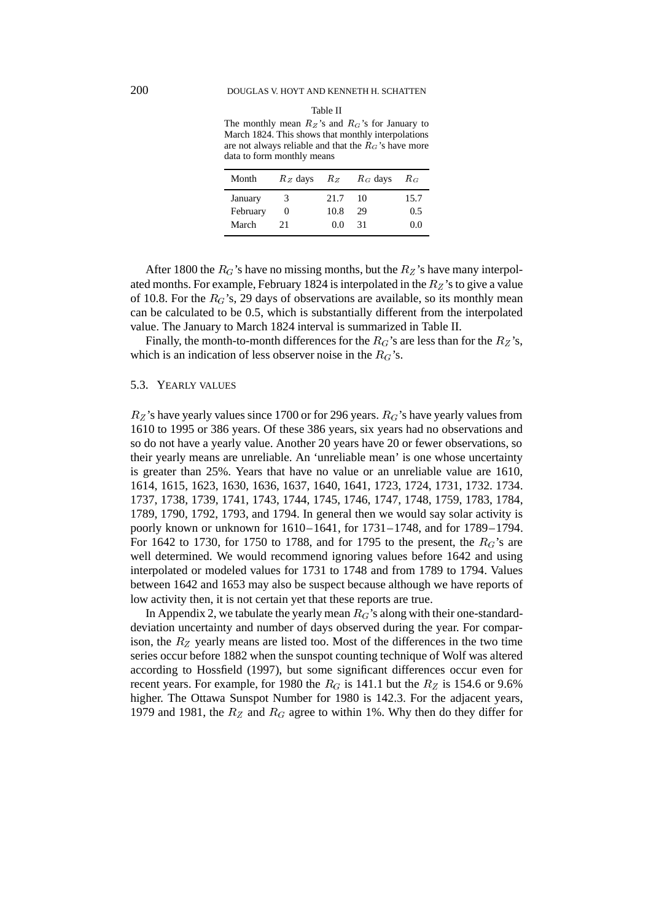Table II

The monthly mean $R_Z$'s and $R_G$'s for January to March 1824. This shows that monthly interpolations are not always reliable and that the $R_G$'s have more data to form monthly means

| Month | $R_Z$ days | $R_Z$ | $R_G$ days | $R_G$ |
|---|---|---|---|---|
| January | 3 | 21.7 | 10 | 15.7 |
| February | 0 | 10.8 | 29 | 0.5 |
| March | 21 | 0.0 | 31 | 0.0 |

After 1800 the $R_G$'s have no missing months, but the $R_Z$'s have many interpolated months. For example, February 1824 is interpolated in the $R_Z$'s to give a value of 10.8. For the $R_G$'s, 29 days of observations are available, so its monthly mean can be calculated to be 0.5, which is substantially different from the interpolated value. The January to March 1824 interval is summarized in Table II.

Finally, the month-to-month differences for the $R_G$'s are less than for the $R_Z$'s, which is an indication of less observer noise in the $R_G$'s.

### 5.3. Yearly Values

$R_Z$'s have yearly values since 1700 or for 296 years. $R_G$'s have yearly values from 1610 to 1995 or 386 years. Of these 386 years, six years had no observations and so do not have a yearly value. Another 20 years have 20 or fewer observations, so their yearly means are unreliable. An 'unreliable mean' is one whose uncertainty is greater than 25%. Years that have no value or an unreliable value are 1610, 1614, 1615, 1623, 1630, 1636, 1637, 1640, 1641, 1723, 1724, 1731, 1732. 1734. 1737, 1738, 1739, 1741, 1743, 1744, 1745, 1746, 1747, 1748, 1759, 1783, 1784, 1789, 1790, 1792, 1793, and 1794. In general then we would say solar activity is poorly known or unknown for 1610–1641, for 1731–1748, and for 1789–1794. For 1642 to 1730, for 1750 to 1788, and for 1795 to the present, the $R_G$'s are well determined. We would recommend ignoring values before 1642 and using interpolated or modeled values for 1731 to 1748 and from 1789 to 1794. Values between 1642 and 1653 may also be suspect because although we have reports of low activity then, it is not certain yet that these reports are true.

In Appendix 2, we tabulate the yearly mean $R_G$'s along with their one-standard-deviation uncertainty and number of days observed during the year. For comparison, the $R_Z$ yearly means are listed too. Most of the differences in the two time series occur before 1882 when the sunspot counting technique of Wolf was altered according to Hossfield (1997), but some significant differences occur even for recent years. For example, for 1980 the $R_G$ is 141.1 but the $R_Z$ is 154.6 or 9.6% higher. The Ottawa Sunspot Number for 1980 is 142.3. For the adjacent years, 1979 and 1981, the $R_Z$ and $R_G$ agree to within 1%. Why then do they differ for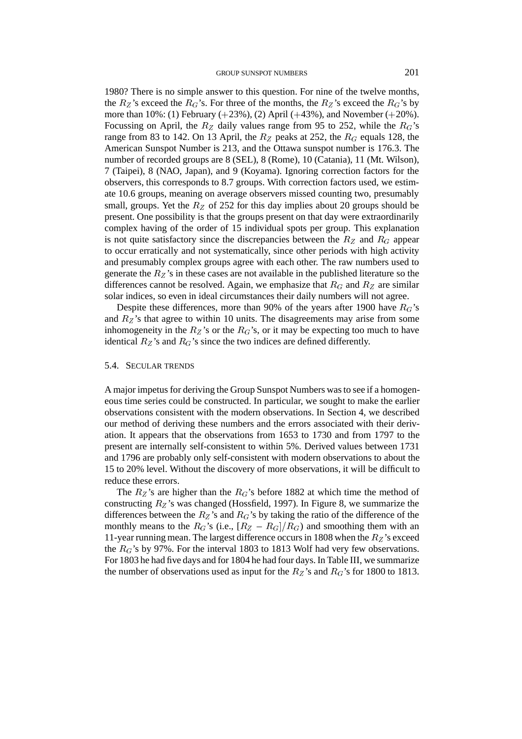1980? There is no simple answer to this question. For nine of the twelve months, the $R_Z$'s exceed the $R_G$'s. For three of the months, the $R_Z$'s exceed the $R_G$'s by more than 10%: (1) February (+23%), (2) April (+43%), and November (+20%). Focussing on April, the $R_Z$ daily values range from 95 to 252, while the $R_G$'s range from 83 to 142. On 13 April, the $R_Z$ peaks at 252, the $R_G$ equals 128, the American Sunspot Number is 213, and the Ottawa sunspot number is 176.3. The number of recorded groups are 8 (SEL), 8 (Rome), 10 (Catania), 11 (Mt. Wilson), 7 (Taipei), 8 (NAO, Japan), and 9 (Koyama). Ignoring correction factors for the observers, this corresponds to 8.7 groups. With correction factors used, we estimate 10.6 groups, meaning on average observers missed counting two, presumably small, groups. Yet the $R_Z$ of 252 for this day implies about 20 groups should be present. One possibility is that the groups present on that day were extraordinarily complex having of the order of 15 individual spots per group. This explanation is not quite satisfactory since the discrepancies between the $R_Z$ and $R_G$ appear to occur erratically and not systematically, since other periods with high activity and presumably complex groups agree with each other. The raw numbers used to generate the $R_Z$'s in these cases are not available in the published literature so the differences cannot be resolved. Again, we emphasize that $R_G$ and $R_Z$ are similar solar indices, so even in ideal circumstances their daily numbers will not agree.

Despite these differences, more than 90% of the years after 1900 have $R_G$'s and $R_Z$'s that agree to within 10 units. The disagreements may arise from some inhomogeneity in the $R_Z$'s or the $R_G$'s, or it may be expecting too much to have identical $R_Z$'s and $R_G$'s since the two indices are defined differently.

### 5.4. Secular Trends

A major impetus for deriving the Group Sunspot Numbers was to see if a homogeneous time series could be constructed. In particular, we sought to make the earlier observations consistent with the modern observations. In Section 4, we described our method of deriving these numbers and the errors associated with their derivation. It appears that the observations from 1653 to 1730 and from 1797 to the present are internally self-consistent to within 5%. Derived values between 1731 and 1796 are probably only self-consistent with modern observations to about the 15 to 20% level. Without the discovery of more observations, it will be difficult to reduce these errors.

The $R_Z$'s are higher than the $R_G$'s before 1882 at which time the method of constructing $R_Z$'s was changed (Hossfield, 1997). In Figure 8, we summarize the differences between the $R_Z$'s and $R_G$'s by taking the ratio of the difference of the monthly means to the $R_G$'s (i.e., $[R_Z - R_G]/R_G$) and smoothing them with an 11-year running mean. The largest difference occurs in 1808 when the $R_Z$'s exceed the $R_G$'s by 97%. For the interval 1803 to 1813 Wolf had very few observations. For 1803 he had five days and for 1804 he had four days. In Table III, we summarize the number of observations used as input for the $R_Z$'s and $R_G$'s for 1800 to 1813.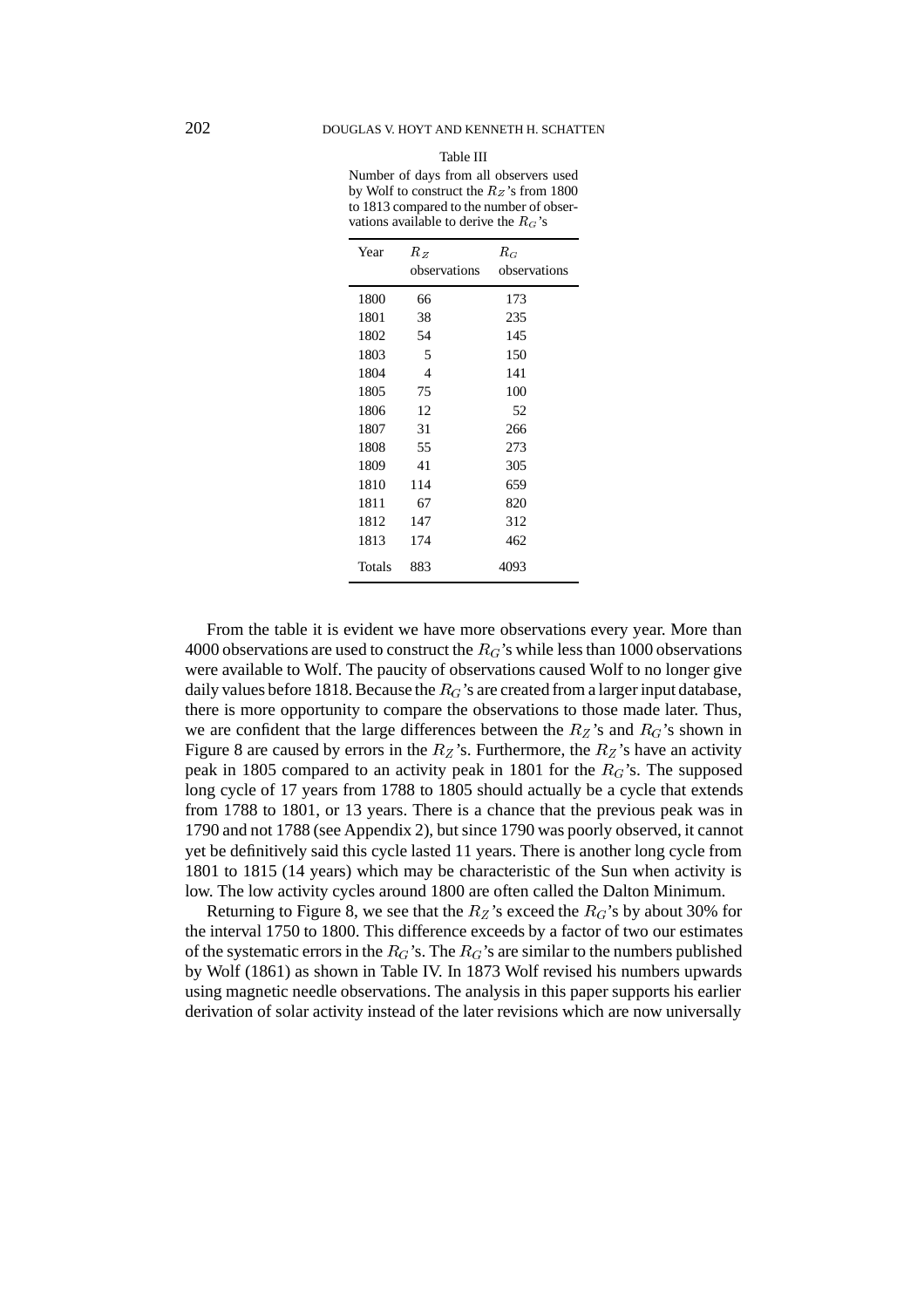Table III

Number of days from all observers used by Wolf to construct the $R_Z$'s from 1800 to 1813 compared to the number of observations available to derive the $R_G$'s

| Year | $R_Z$ observations | $R_G$ observations |
|---|---|---|
| 1800 | 66 | 173 |
| 1801 | 38 | 235 |
| 1802 | 54 | 145 |
| 1803 | 5 | 150 |
| 1804 | 4 | 141 |
| 1805 | 75 | 100 |
| 1806 | 12 | 52 |
| 1807 | 31 | 266 |
| 1808 | 55 | 273 |
| 1809 | 41 | 305 |
| 1810 | 114 | 659 |
| 1811 | 67 | 820 |
| 1812 | 147 | 312 |
| 1813 | 174 | 462 |
| Totals | 883 | 4093 |

From the table it is evident we have more observations every year. More than 4000 observations are used to construct the $R_G$'s while less than 1000 observations were available to Wolf. The paucity of observations caused Wolf to no longer give daily values before 1818. Because the $R_G$'s are created from a larger input database, there is more opportunity to compare the observations to those made later. Thus, we are confident that the large differences between the $R_Z$'s and $R_G$'s shown in Figure 8 are caused by errors in the $R_Z$'s. Furthermore, the $R_Z$'s have an activity peak in 1805 compared to an activity peak in 1801 for the $R_G$'s. The supposed long cycle of 17 years from 1788 to 1805 should actually be a cycle that extends from 1788 to 1801, or 13 years. There is a chance that the previous peak was in 1790 and not 1788 (see Appendix 2), but since 1790 was poorly observed, it cannot yet be definitively said this cycle lasted 11 years. There is another long cycle from 1801 to 1815 (14 years) which may be characteristic of the Sun when activity is low. The low activity cycles around 1800 are often called the Dalton Minimum.

Returning to Figure 8, we see that the $R_Z$'s exceed the $R_G$'s by about 30% for the interval 1750 to 1800. This difference exceeds by a factor of two our estimates of the systematic errors in the $R_G$'s. The $R_G$'s are similar to the numbers published by Wolf (1861) as shown in Table IV. In 1873 Wolf revised his numbers upwards using magnetic needle observations. The analysis in this paper supports his earlier derivation of solar activity instead of the later revisions which are now universally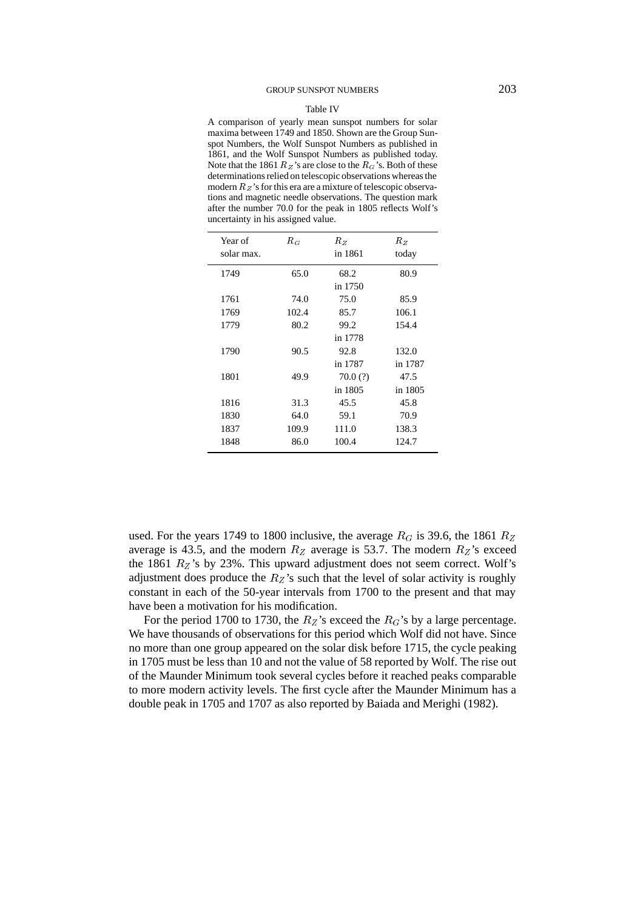Table IV

A comparison of yearly mean sunspot numbers for solar maxima between 1749 and 1850. Shown are the Group Sunspot Numbers, the Wolf Sunspot Numbers as published in 1861, and the Wolf Sunspot Numbers as published today. Note that the 1861 $R_Z$'s are close to the $R_G$'s. Both of these determinations relied on telescopic observations whereas the modern $R_Z$'s for this era are a mixture of telescopic observations and magnetic needle observations. The question mark after the number 70.0 for the peak in 1805 reflects Wolf's uncertainty in his assigned value.

| Year of solar max. | $R_G$ | $R_Z$ in 1861 | $R_Z$ today |
|---|---|---|---|
| 1749 | 65.0 | 68.2 in 1750 | 80.9 |
| 1761 | 74.0 | 75.0 | 85.9 |
| 1769 | 102.4 | 85.7 | 106.1 |
| 1779 | 80.2 | 99.2 in 1778 | 154.4 |
| 1790 | 90.5 | 92.8 in 1787 | 132.0 in 1787 |
| 1801 | 49.9 | 70.0 (?) in 1805 | 47.5 in 1805 |
| 1816 | 31.3 | 45.5 | 45.8 |
| 1830 | 64.0 | 59.1 | 70.9 |
| 1837 | 109.9 | 111.0 | 138.3 |
| 1848 | 86.0 | 100.4 | 124.7 |

used. For the years 1749 to 1800 inclusive, the average $R_G$ is 39.6, the 1861 $R_Z$ average is 43.5, and the modern $R_Z$ average is 53.7. The modern $R_Z$'s exceed the 1861 $R_Z$'s by 23%. This upward adjustment does not seem correct. Wolf's adjustment does produce the $R_Z$'s such that the level of solar activity is roughly constant in each of the 50-year intervals from 1700 to the present and that may have been a motivation for his modification.

For the period 1700 to 1730, the $R_Z$'s exceed the $R_G$'s by a large percentage. We have thousands of observations for this period which Wolf did not have. Since no more than one group appeared on the solar disk before 1715, the cycle peaking in 1705 must be less than 10 and not the value of 58 reported by Wolf. The rise out of the Maunder Minimum took several cycles before it reached peaks comparable to more modern activity levels. The first cycle after the Maunder Minimum has a double peak in 1705 and 1707 as also reported by Baiada and Merighi (1982).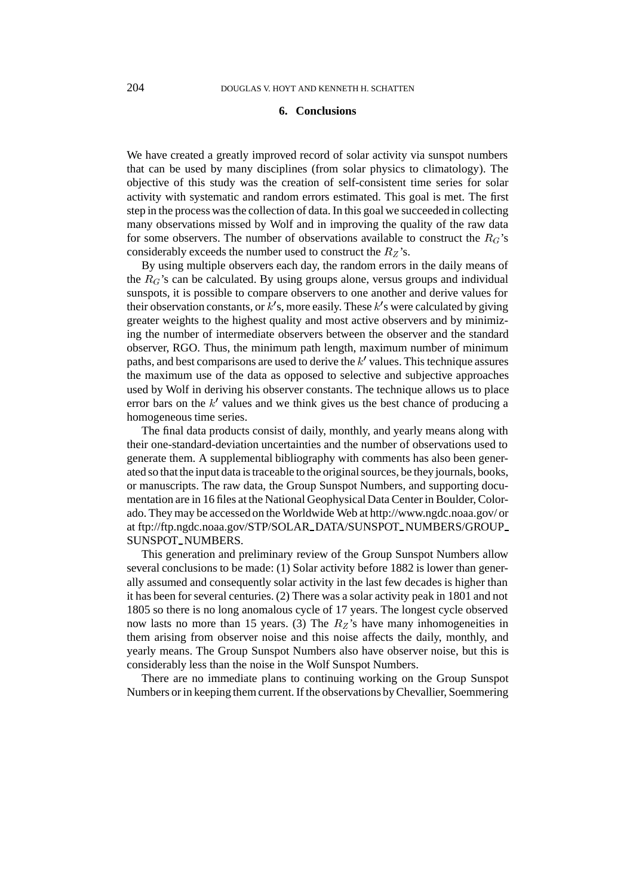## 6. Conclusions

We have created a greatly improved record of solar activity via sunspot numbers that can be used by many disciplines (from solar physics to climatology). The objective of this study was the creation of self-consistent time series for solar activity with systematic and random errors estimated. This goal is met. The first step in the process was the collection of data. In this goal we succeeded in collecting many observations missed by Wolf and in improving the quality of the raw data for some observers. The number of observations available to construct the $R_G$'s considerably exceeds the number used to construct the $R_Z$'s.

By using multiple observers each day, the random errors in the daily means of the $R_G$'s can be calculated. By using groups alone, versus groups and individual sunspots, it is possible to compare observers to one another and derive values for their observation constants, or $k'$s, more easily. These $k'$s were calculated by giving greater weights to the highest quality and most active observers and by minimizing the number of intermediate observers between the observer and the standard observer, RGO. Thus, the minimum path length, maximum number of minimum paths, and best comparisons are used to derive the $k'$ values. This technique assures the maximum use of the data as opposed to selective and subjective approaches used by Wolf in deriving his observer constants. The technique allows us to place error bars on the $k'$ values and we think gives us the best chance of producing a homogeneous time series.

The final data products consist of daily, monthly, and yearly means along with their one-standard-deviation uncertainties and the number of observations used to generate them. A supplemental bibliography with comments has also been generated so that the input data is traceable to the original sources, be they journals, books, or manuscripts. The raw data, the Group Sunspot Numbers, and supporting documentation are in 16 files at the National Geophysical Data Center in Boulder, Colorado. They may be accessed on the Worldwide Web at http://www.ngdc.noaa.gov/ or at ftp://ftp.ngdc.noaa.gov/STP/SOLAR_DATA/SUNSPOT_NUMBERS/GROUP_SUNSPOT_NUMBERS.

This generation and preliminary review of the Group Sunspot Numbers allow several conclusions to be made: (1) Solar activity before 1882 is lower than generally assumed and consequently solar activity in the last few decades is higher than it has been for several centuries. (2) There was a solar activity peak in 1801 and not 1805 so there is no long anomalous cycle of 17 years. The longest cycle observed now lasts no more than 15 years. (3) The $R_Z$'s have many inhomogeneities in them arising from observer noise and this noise affects the daily, monthly, and yearly means. The Group Sunspot Numbers also have observer noise, but this is considerably less than the noise in the Wolf Sunspot Numbers.

There are no immediate plans to continuing working on the Group Sunspot Numbers or in keeping them current. If the observations by Chevallier, Soemmering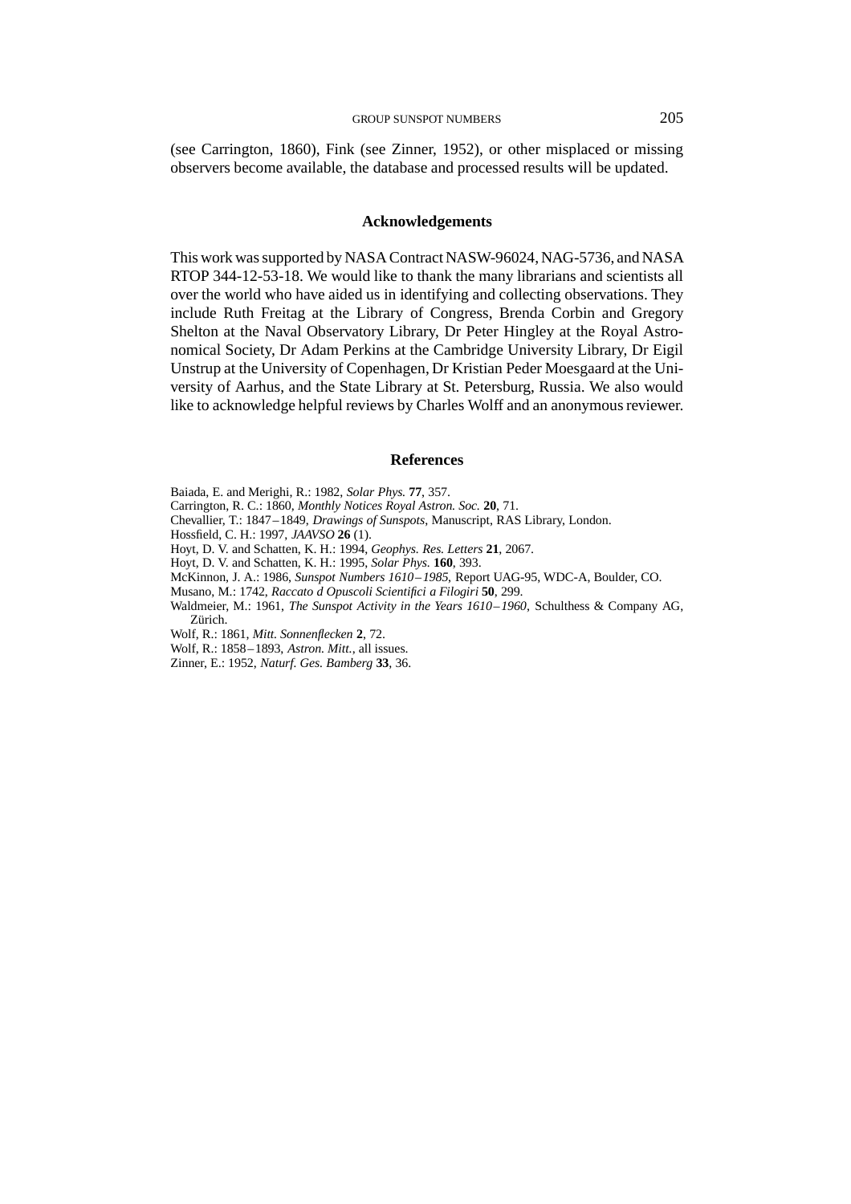(see Carrington, 1860), Fink (see Zinner, 1952), or other misplaced or missing observers become available, the database and processed results will be updated.

## Acknowledgements

This work was supported by NASA Contract NASW-96024, NAG-5736, and NASA RTOP 344-12-53-18. We would like to thank the many librarians and scientists all over the world who have aided us in identifying and collecting observations. They include Ruth Freitag at the Library of Congress, Brenda Corbin and Gregory Shelton at the Naval Observatory Library, Dr Peter Hingley at the Royal Astronomical Society, Dr Adam Perkins at the Cambridge University Library, Dr Eigil Unstrup at the University of Copenhagen, Dr Kristian Peder Moesgaard at the University of Aarhus, and the State Library at St. Petersburg, Russia. We also would like to acknowledge helpful reviews by Charles Wolff and an anonymous reviewer.

## References

Baiada, E. and Merighi, R.: 1982, *Solar Phys.* **77**, 357.

Carrington, R. C.: 1860, *Monthly Notices Royal Astron. Soc.* **20**, 71.

Chevallier, T.: 1847–1849, *Drawings of Sunspots*, Manuscript, RAS Library, London.

Hossfield, C. H.: 1997, *JAAVSO* **26** (1).

Hoyt, D. V. and Schatten, K. H.: 1994, *Geophys. Res. Letters* **21**, 2067.

Hoyt, D. V. and Schatten, K. H.: 1995, *Solar Phys.* **160**, 393.

McKinnon, J. A.: 1986, *Sunspot Numbers 1610–1985*, Report UAG-95, WDC-A, Boulder, CO.

Musano, M.: 1742, *Raccato d Opuscoli Scientifici a Filogiri* **50**, 299.

Waldmeier, M.: 1961, *The Sunspot Activity in the Years 1610–1960*, Schulthess & Company AG, Zürich.

Wolf, R.: 1861, *Mitt. Sonnenflecken* **2**, 72.

Wolf, R.: 1858–1893, *Astron. Mitt.*, all issues.

Zinner, E.: 1952, *Naturf. Ges. Bamberg* **33**, 36.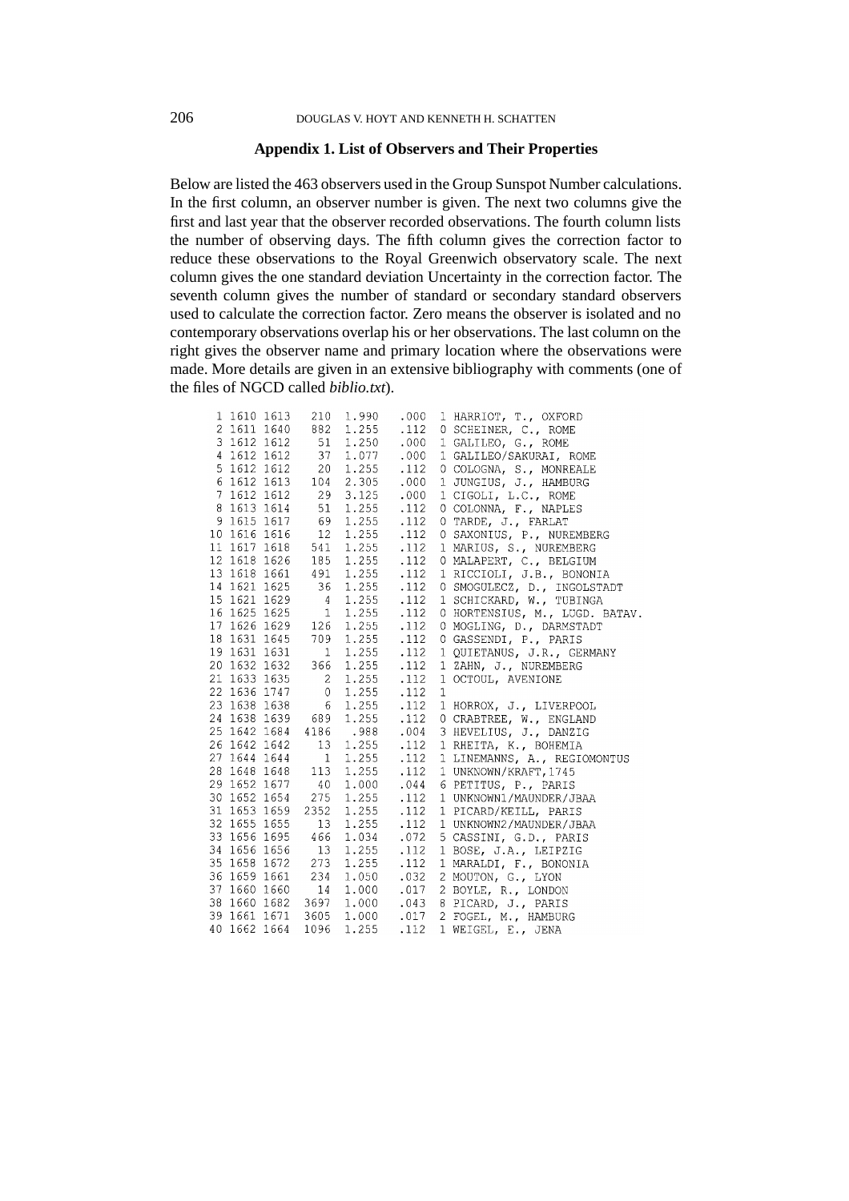## Appendix 1. List of Observers and Their Properties

Below are listed the 463 observers used in the Group Sunspot Number calculations. In the first column, an observer number is given. The next two columns give the first and last year that the observer recorded observations. The fourth column lists the number of observing days. The fifth column gives the correction factor to reduce these observations to the Royal Greenwich observatory scale. The next column gives the one standard deviation Uncertainty in the correction factor. The seventh column gives the number of standard or secondary standard observers used to calculate the correction factor. Zero means the observer is isolated and no contemporary observations overlap his or her observations. The last column on the right gives the observer name and primary location where the observations were made. More details are given in an extensive bibliography with comments (one of the files of NGCD called *biblio.txt*).

| | | | | | | | |
|---|---|---|---|---|---|---|---|
| 1 | 1610 | 1613 | 210 | 1.990 | .000 | 1 | HARRIOT, T., OXFORD |
| 2 | 1611 | 1640 | 882 | 1.255 | .112 | 0 | SCHEINER, C., ROME |
| 3 | 1612 | 1612 | 51 | 1.250 | .000 | 1 | GALILEO, G., ROME |
| 4 | 1612 | 1612 | 37 | 1.077 | .000 | 1 | GALILEO/SAKURAI, ROME |
| 5 | 1612 | 1612 | 20 | 1.255 | .112 | 0 | COLOGNA, S., MONREALE |
| 6 | 1612 | 1613 | 104 | 2.305 | .000 | 1 | JUNGIUS, J., HAMBURG |
| 7 | 1612 | 1612 | 29 | 3.125 | .000 | 1 | CIGOLI, L.C., ROME |
| 8 | 1613 | 1614 | 51 | 1.255 | .112 | 0 | COLONNA, F., NAPLES |
| 9 | 1615 | 1617 | 69 | 1.255 | .112 | 0 | TARDE, J., FARLAT |
| 10 | 1616 | 1616 | 12 | 1.255 | .112 | 0 | SAXONIUS, P., NUREMBERG |
| 11 | 1617 | 1618 | 541 | 1.255 | .112 | 1 | MARIUS, S., NUREMBERG |
| 12 | 1618 | 1626 | 185 | 1.255 | .112 | 0 | MALAPERT, C., BELGIUM |
| 13 | 1618 | 1661 | 491 | 1.255 | .112 | 1 | RICCIOLI, J.B., BONONIA |
| 14 | 1621 | 1625 | 36 | 1.255 | .112 | 0 | SMOGULECZ, D., INGOLSTADT |
| 15 | 1621 | 1629 | 4 | 1.255 | .112 | 1 | SCHICKARD, W., TUBINGA |
| 16 | 1625 | 1625 | 1 | 1.255 | .112 | 0 | HORTENSIUS, M., LUGD. BATAV. |
| 17 | 1626 | 1629 | 126 | 1.255 | .112 | 0 | MOGLING, D., DARMSTADT |
| 18 | 1631 | 1645 | 709 | 1.255 | .112 | 0 | GASSENDI, P., PARIS |
| 19 | 1631 | 1631 | 1 | 1.255 | .112 | 1 | QUIETANUS, J.R., GERMANY |
| 20 | 1632 | 1632 | 366 | 1.255 | .112 | 1 | ZAHN, J., NUREMBERG |
| 21 | 1633 | 1635 | 2 | 1.255 | .112 | 1 | OCTOUL, AVENIONE |
| 22 | 1636 | 1747 | 0 | 1.255 | .112 | 1 | |
| 23 | 1638 | 1638 | 6 | 1.255 | .112 | 1 | HORROX, J., LIVERPOOL |
| 24 | 1638 | 1639 | 689 | 1.255 | .112 | 0 | CRABTREE, W., ENGLAND |
| 25 | 1642 | 1684 | 4186 | .988 | .004 | 3 | HEVELIUS, J., DANZIG |
| 26 | 1642 | 1642 | 13 | 1.255 | .112 | 1 | RHEITA, K., BOHEMIA |
| 27 | 1644 | 1644 | 1 | 1.255 | .112 | 1 | LINEMANNS, A., REGIOMONTUS |
| 28 | 1648 | 1648 | 113 | 1.255 | .112 | 1 | UNKNOWN/KRAFT,1745 |
| 29 | 1652 | 1677 | 40 | 1.000 | .044 | 6 | PETITUS, P., PARIS |
| 30 | 1652 | 1654 | 275 | 1.255 | .112 | 1 | UNKNOWN1/MAUNDER/JBAA |
| 31 | 1653 | 1659 | 2352 | 1.255 | .112 | 1 | PICARD/KEILL, PARIS |
| 32 | 1655 | 1655 | 13 | 1.255 | .112 | 1 | UNKNOWN2/MAUNDER/JBAA |
| 33 | 1656 | 1695 | 466 | 1.034 | .072 | 5 | CASSINI, G.D., PARIS |
| 34 | 1656 | 1656 | 13 | 1.255 | .112 | 1 | BOSE, J.A., LEIPZIG |
| 35 | 1658 | 1672 | 273 | 1.255 | .112 | 1 | MARALDI, F., BONONIA |
| 36 | 1659 | 1661 | 234 | 1.050 | .032 | 2 | MOUTON, G., LYON |
| 37 | 1660 | 1660 | 14 | 1.000 | .017 | 2 | BOYLE, R., LONDON |
| 38 | 1660 | 1682 | 3697 | 1.000 | .043 | 8 | PICARD, J., PARIS |
| 39 | 1661 | 1671 | 3605 | 1.000 | .017 | 2 | FOGEL, M., HAMBURG |
| 40 | 1662 | 1664 | 1096 | 1.255 | .112 | 1 | WEIGEL, E., JENA |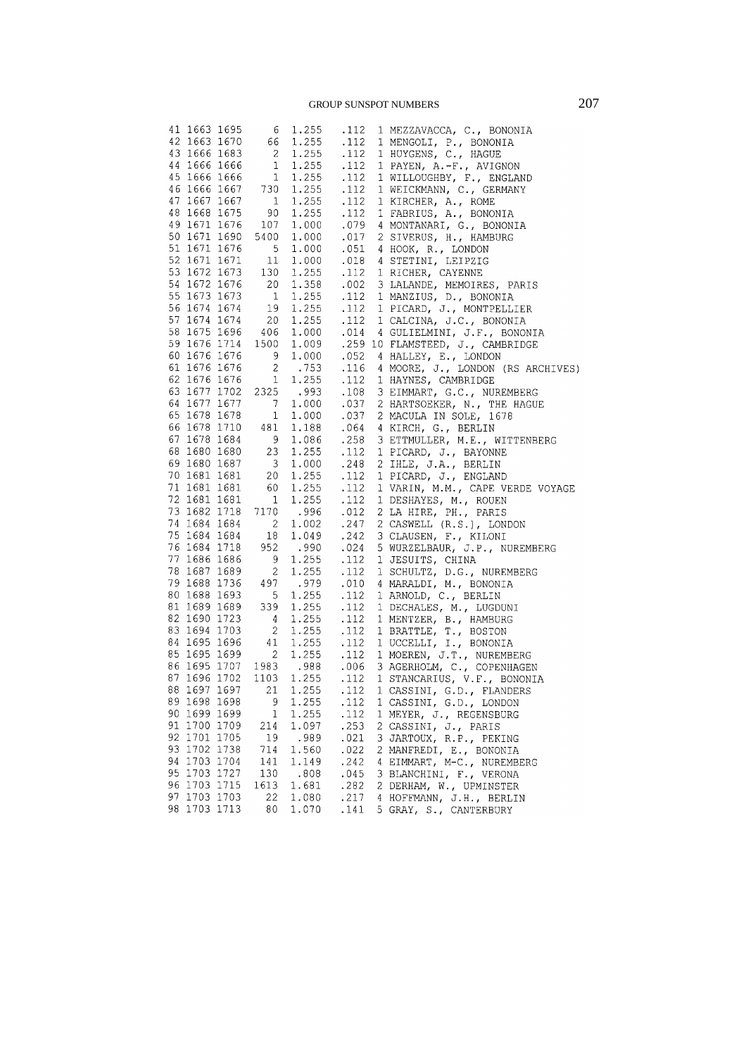| | | | | | | | |
|---|---|---|---|---|---|---|---|
| 41 | 1663 | 1695 | 6 | 1.255 | .112 | 1 | MEZZAVACCA, C., BONONIA |
| 42 | 1663 | 1670 | 66 | 1.255 | .112 | 1 | MENGOLI, P., BONONIA |
| 43 | 1666 | 1683 | 2 | 1.255 | .112 | 1 | HUYGENS, C., HAGUE |
| 44 | 1666 | 1666 | 1 | 1.255 | .112 | 1 | PAYEN, A.-F., AVIGNON |
| 45 | 1666 | 1666 | 1 | 1.255 | .112 | 1 | WILLOUGHBY, F., ENGLAND |
| 46 | 1666 | 1667 | 730 | 1.255 | .112 | 1 | WEICKMANN, C., GERMANY |
| 47 | 1667 | 1667 | 1 | 1.255 | .112 | 1 | KIRCHER, A., ROME |
| 48 | 1668 | 1675 | 90 | 1.255 | .112 | 1 | FABRIUS, A., BONONIA |
| 49 | 1671 | 1676 | 107 | 1.000 | .079 | 4 | MONTANARI, G., BONONIA |
| 50 | 1671 | 1690 | 5400 | 1.000 | .017 | 2 | SIVERUS, H., HAMBURG |
| 51 | 1671 | 1676 | 5 | 1.000 | .051 | 4 | HOOK, R., LONDON |
| 52 | 1671 | 1671 | 11 | 1.000 | .018 | 4 | STETINI, LEIPZIG |
| 53 | 1672 | 1673 | 130 | 1.255 | .112 | 1 | RICHER, CAYENNE |
| 54 | 1672 | 1676 | 20 | 1.358 | .002 | 3 | LALANDE, MEMOIRES, PARIS |
| 55 | 1673 | 1673 | 1 | 1.255 | .112 | 1 | MANZIUS, D., BONONIA |
| 56 | 1674 | 1674 | 19 | 1.255 | .112 | 1 | PICARD, J., MONTPELLIER |
| 57 | 1674 | 1674 | 20 | 1.255 | .112 | 1 | CALCINA, J.C., BONONIA |
| 58 | 1675 | 1696 | 406 | 1.000 | .014 | 4 | GULIELMINI, J.F., BONONIA |
| 59 | 1676 | 1714 | 1500 | 1.009 | .259 | 10 | FLAMSTEED, J., CAMBRIDGE |
| 60 | 1676 | 1676 | 9 | 1.000 | .052 | 4 | HALLEY, E., LONDON |
| 61 | 1676 | 1676 | 2 | .753 | .116 | 4 | MOORE, J., LONDON (RS ARCHIVES) |
| 62 | 1676 | 1676 | 1 | 1.255 | .112 | 1 | HAYNES, CAMBRIDGE |
| 63 | 1677 | 1702 | 2325 | .993 | .108 | 3 | EIMMART, G.C., NUREMBERG |
| 64 | 1677 | 1677 | 7 | 1.000 | .037 | 2 | HARTSOEKER, N., THE HAGUE |
| 65 | 1678 | 1678 | 1 | 1.000 | .037 | 2 | MACULA IN SOLE, 1678 |
| 66 | 1678 | 1710 | 481 | 1.188 | .064 | 4 | KIRCH, G., BERLIN |
| 67 | 1678 | 1684 | 9 | 1.086 | .258 | 3 | ETTMULLER, M.E., WITTENBERG |
| 68 | 1680 | 1680 | 23 | 1.255 | .112 | 1 | PICARD, J., BAYONNE |
| 69 | 1680 | 1687 | 3 | 1.000 | .248 | 2 | IHLE, J.A., BERLIN |
| 70 | 1681 | 1681 | 20 | 1.255 | .112 | 1 | PICARD, J., ENGLAND |
| 71 | 1681 | 1681 | 60 | 1.255 | .112 | 1 | VARIN, M.M., CAPE VERDE VOYAGE |
| 72 | 1681 | 1681 | 1 | 1.255 | .112 | 1 | DESHAYES, M., ROUEN |
| 73 | 1682 | 1718 | 7170 | .996 | .012 | 2 | LA HIRE, PH., PARIS |
| 74 | 1684 | 1684 | 2 | 1.002 | .247 | 2 | CASWELL (R.S.), LONDON |
| 75 | 1684 | 1684 | 18 | 1.049 | .242 | 3 | CLAUSEN, F., KILONI |
| 76 | 1684 | 1718 | 952 | .990 | .024 | 5 | WURZELBAUR, J.P., NUREMBERG |
| 77 | 1686 | 1686 | 9 | 1.255 | .112 | 1 | JESUITS, CHINA |
| 78 | 1687 | 1689 | 2 | 1.255 | .112 | 1 | SCHULTZ, D.G., NUREMBERG |
| 79 | 1688 | 1736 | 497 | .979 | .010 | 4 | MARALDI, M., BONONIA |
| 80 | 1688 | 1693 | 5 | 1.255 | .112 | 1 | ARNOLD, C., BERLIN |
| 81 | 1689 | 1689 | 339 | 1.255 | .112 | 1 | DECHALES, M., LUGDUNI |
| 82 | 1690 | 1723 | 4 | 1.255 | .112 | 1 | MENTZER, B., HAMBURG |
| 83 | 1694 | 1703 | 2 | 1.255 | .112 | 1 | BRATTLE, T., BOSTON |
| 84 | 1695 | 1696 | 41 | 1.255 | .112 | 1 | UCCELLI, I., BONONIA |
| 85 | 1695 | 1699 | 2 | 1.255 | .112 | 1 | MOEREN, J.T., NUREMBERG |
| 86 | 1695 | 1707 | 1983 | .988 | .006 | 3 | AGERHOLM, C., COPENHAGEN |
| 87 | 1696 | 1702 | 1103 | 1.255 | .112 | 1 | STANCARIUS, V.F., BONONIA |
| 88 | 1697 | 1697 | 21 | 1.255 | .112 | 1 | CASSINI, G.D., FLANDERS |
| 89 | 1698 | 1698 | 9 | 1.255 | .112 | 1 | CASSINI, G.D., LONDON |
| 90 | 1699 | 1699 | 1 | 1.255 | .112 | 1 | MEYER, J., REGENSBURG |
| 91 | 1700 | 1709 | 214 | 1.097 | .253 | 2 | CASSINI, J., PARIS |
| 92 | 1701 | 1705 | 19 | .989 | .021 | 3 | JARTOUX, R.P., PEKING |
| 93 | 1702 | 1738 | 714 | 1.560 | .022 | 2 | MANFREDI, E., BONONIA |
| 94 | 1703 | 1704 | 141 | 1.149 | .242 | 4 | EIMMART, M-C., NUREMBERG |
| 95 | 1703 | 1727 | 130 | .808 | .045 | 3 | BLANCHINI, F., VERONA |
| 96 | 1703 | 1715 | 1613 | 1.681 | .282 | 2 | DERHAM, W., UPMINSTER |
| 97 | 1703 | 1703 | 22 | 1.080 | .217 | 4 | HOFFMANN, J.H., BERLIN |
| 98 | 1703 | 1713 | 80 | 1.070 | .141 | 5 | GRAY, S., CANTERBURY |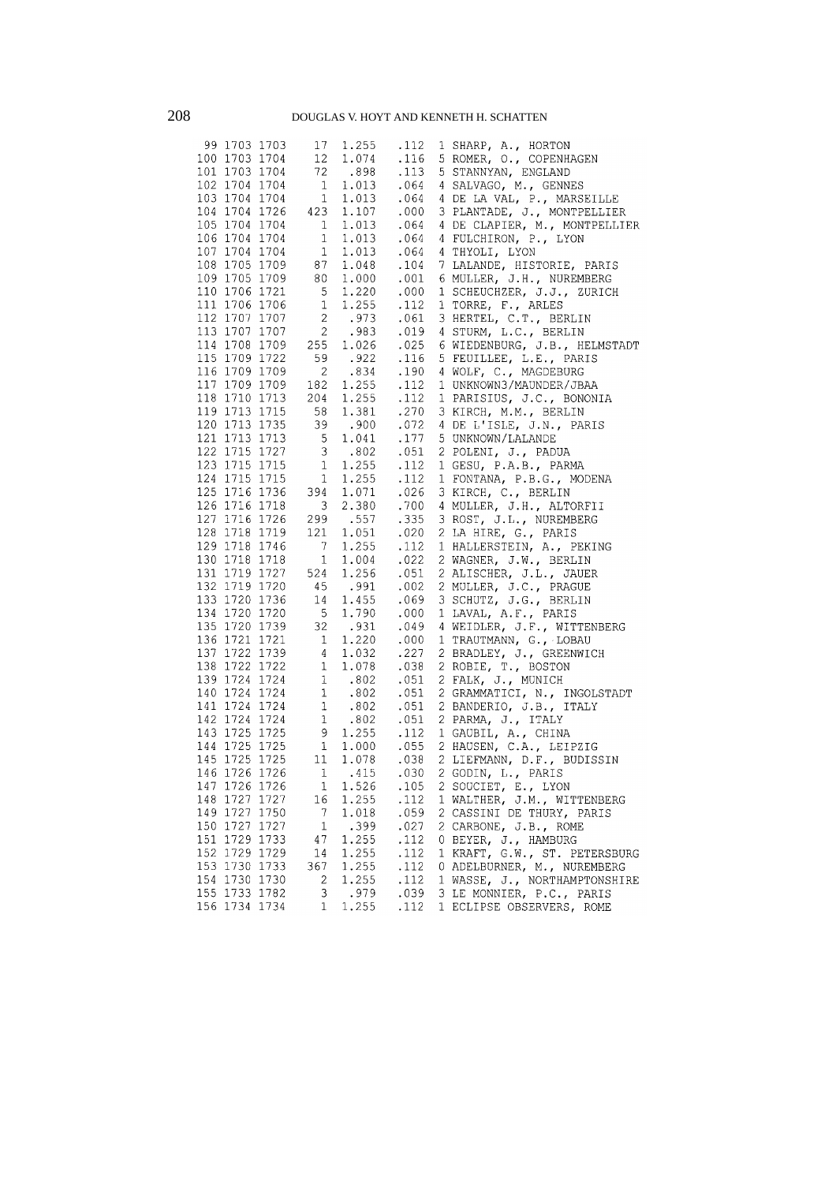| | | | | | | | |
|---|---|---|---|---|---|---|---|
| 99 | 1703 | 1703 | 17 | 1.255 | .112 | 1 | SHARP, A., HORTON |
| 100 | 1703 | 1704 | 12 | 1.074 | .116 | 5 | ROMER, O., COPENHAGEN |
| 101 | 1703 | 1704 | 72 | .898 | .113 | 5 | STANNYAN, ENGLAND |
| 102 | 1704 | 1704 | 1 | 1.013 | .064 | 4 | SALVAGO, M., GENNES |
| 103 | 1704 | 1704 | 1 | 1.013 | .064 | 4 | DE LA VAL, P., MARSEILLE |
| 104 | 1704 | 1726 | 423 | 1.107 | .000 | 3 | PLANTADE, J., MONTPELLIER |
| 105 | 1704 | 1704 | 1 | 1.013 | .064 | 4 | DE CLAPIER, M., MONTPELLIER |
| 106 | 1704 | 1704 | 1 | 1.013 | .064 | 4 | FULCHIRON, P., LYON |
| 107 | 1704 | 1704 | 1 | 1.013 | .064 | 4 | THYOLI, LYON |
| 108 | 1705 | 1709 | 87 | 1.048 | .104 | 7 | LALANDE, HISTORIE, PARIS |
| 109 | 1705 | 1709 | 80 | 1.000 | .001 | 6 | MULLER, J.H., NUREMBERG |
| 110 | 1706 | 1721 | 5 | 1.220 | .000 | 1 | SCHEUCHZER, J.J., ZURICH |
| 111 | 1706 | 1706 | 1 | 1.255 | .112 | 1 | TORRE, F., ARLES |
| 112 | 1707 | 1707 | 2 | .973 | .061 | 3 | HERTEL, C.T., BERLIN |
| 113 | 1707 | 1707 | 2 | .983 | .019 | 4 | STURM, L.C., BERLIN |
| 114 | 1708 | 1709 | 255 | 1.026 | .025 | 6 | WIEDENBURG, J.B., HELMSTADT |
| 115 | 1709 | 1722 | 59 | .922 | .116 | 5 | FEUILLEE, L.E., PARIS |
| 116 | 1709 | 1709 | 2 | .834 | .190 | 4 | WOLF, C., MAGDEBURG |
| 117 | 1709 | 1709 | 182 | 1.255 | .112 | 1 | UNKNOWN3/MAUNDER/JBAA |
| 118 | 1710 | 1713 | 204 | 1.255 | .112 | 1 | PARISIUS, J.C., BONONIA |
| 119 | 1713 | 1715 | 58 | 1.381 | .270 | 3 | KIRCH, M.M., BERLIN |
| 120 | 1713 | 1735 | 39 | .900 | .072 | 4 | DE L'ISLE, J.N., PARIS |
| 121 | 1713 | 1713 | 5 | 1.041 | .177 | 5 | UNKNOWN/LALANDE |
| 122 | 1715 | 1727 | 3 | .802 | .051 | 2 | POLENI, J., PADUA |
| 123 | 1715 | 1715 | 1 | 1.255 | .112 | 1 | GESU, P.A.B., PARMA |
| 124 | 1715 | 1715 | 1 | 1.255 | .112 | 1 | FONTANA, P.B.G., MODENA |
| 125 | 1716 | 1736 | 394 | 1.071 | .026 | 3 | KIRCH, C., BERLIN |
| 126 | 1716 | 1718 | 3 | 2.380 | .700 | 4 | MULLER, J.H., ALTORFII |
| 127 | 1716 | 1726 | 299 | .557 | .335 | 3 | ROST, J.L., NUREMBERG |
| 128 | 1718 | 1719 | 121 | 1.051 | .020 | 2 | LA HIRE, G., PARIS |
| 129 | 1718 | 1746 | 7 | 1.255 | .112 | 1 | HALLERSTEIN, A., PEKING |
| 130 | 1718 | 1718 | 1 | 1.004 | .022 | 2 | WAGNER, J.W., BERLIN |
| 131 | 1719 | 1727 | 524 | 1.256 | .051 | 2 | ALISCHER, J.L., JAUER |
| 132 | 1719 | 1720 | 45 | .991 | .002 | 2 | MULLER, J.C., PRAGUE |
| 133 | 1720 | 1736 | 14 | 1.455 | .069 | 3 | SCHUTZ, J.G., BERLIN |
| 134 | 1720 | 1720 | 5 | 1.790 | .000 | 1 | LAVAL, A.F., PARIS |
| 135 | 1720 | 1739 | 32 | .931 | .049 | 4 | WEIDLER, J.F., WITTENBERG |
| 136 | 1721 | 1721 | 1 | 1.220 | .000 | 1 | TRAUTMANN, G., LOBAU |
| 137 | 1722 | 1739 | 4 | 1.032 | .227 | 2 | BRADLEY, J., GREENWICH |
| 138 | 1722 | 1722 | 1 | 1.078 | .038 | 2 | ROBIE, T., BOSTON |
| 139 | 1724 | 1724 | 1 | .802 | .051 | 2 | FALK, J., MUNICH |
| 140 | 1724 | 1724 | 1 | .802 | .051 | 2 | GRAMMATICI, N., INGOLSTADT |
| 141 | 1724 | 1724 | 1 | .802 | .051 | 2 | BANDERIO, J.B., ITALY |
| 142 | 1724 | 1724 | 1 | .802 | .051 | 2 | PARMA, J., ITALY |
| 143 | 1725 | 1725 | 9 | 1.255 | .112 | 1 | GAUBIL, A., CHINA |
| 144 | 1725 | 1725 | 1 | 1.000 | .055 | 2 | HAUSEN, C.A., LEIPZIG |
| 145 | 1725 | 1725 | 11 | 1.078 | .038 | 2 | LIEFMANN, D.F., BUDISSIN |
| 146 | 1726 | 1726 | 1 | .415 | .030 | 2 | GODIN, L., PARIS |
| 147 | 1726 | 1726 | 1 | 1.526 | .105 | 2 | SOUCIET, E., LYON |
| 148 | 1727 | 1727 | 16 | 1.255 | .112 | 1 | WALTHER, J.M., WITTENBERG |
| 149 | 1727 | 1750 | 7 | 1.018 | .059 | 2 | CASSINI DE THURY, PARIS |
| 150 | 1727 | 1727 | 1 | .399 | .027 | 2 | CARBONE, J.B., ROME |
| 151 | 1729 | 1733 | 47 | 1.255 | .112 | 0 | BEYER, J., HAMBURG |
| 152 | 1729 | 1729 | 14 | 1.255 | .112 | 1 | KRAFT, G.W., ST. PETERSBURG |
| 153 | 1730 | 1733 | 367 | 1.255 | .112 | 0 | ADELBURNER, M., NUREMBERG |
| 154 | 1730 | 1730 | 2 | 1.255 | .112 | 1 | WASSE, J., NORTHAMPTONSHIRE |
| 155 | 1733 | 1782 | 3 | .979 | .039 | 3 | LE MONNIER, P.C., PARIS |
| 156 | 1734 | 1734 | 1 | 1.255 | .112 | 1 | ECLIPSE OBSERVERS, ROME |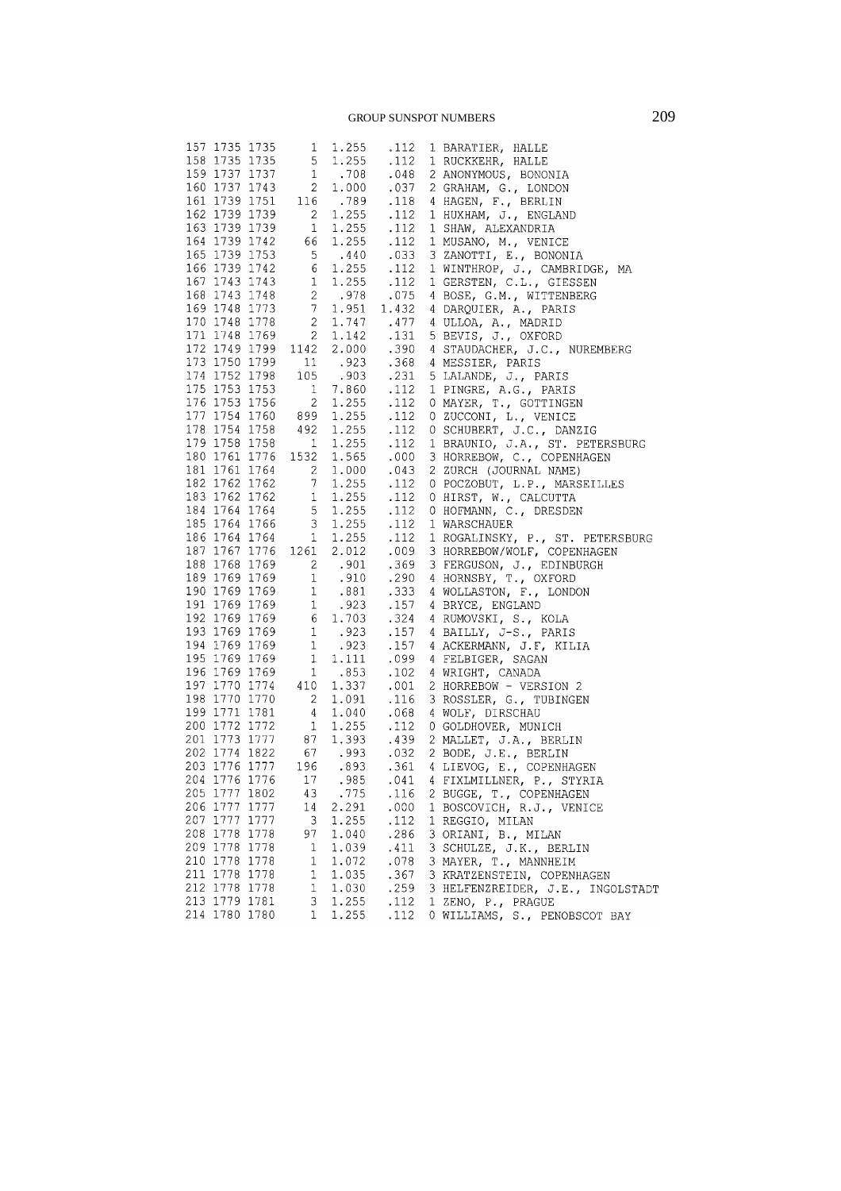| | | | | | | | |
|---|---|---|---|---|---|---|---|
| 157 | 1735 | 1735 | 1 | 1.255 | .112 | 1 | BARATIER, HALLE |
| 158 | 1735 | 1735 | 5 | 1.255 | .112 | 1 | RUCKKEHR, HALLE |
| 159 | 1737 | 1737 | 1 | .708 | .048 | 2 | ANONYMOUS, BONONIA |
| 160 | 1737 | 1743 | 2 | 1.000 | .037 | 2 | GRAHAM, G., LONDON |
| 161 | 1739 | 1751 | 116 | .789 | .118 | 4 | HAGEN, F., BERLIN |
| 162 | 1739 | 1739 | 2 | 1.255 | .112 | 1 | HUXHAM, J., ENGLAND |
| 163 | 1739 | 1739 | 1 | 1.255 | .112 | 1 | SHAW, ALEXANDRIA |
| 164 | 1739 | 1742 | 66 | 1.255 | .112 | 1 | MUSANO, M., VENICE |
| 165 | 1739 | 1753 | 5 | .440 | .033 | 3 | ZANOTTI, E., BONONIA |
| 166 | 1739 | 1742 | 6 | 1.255 | .112 | 1 | WINTHROP, J., CAMBRIDGE, MA |
| 167 | 1743 | 1743 | 1 | 1.255 | .112 | 1 | GERSTEN, C.L., GIESSEN |
| 168 | 1743 | 1748 | 2 | .978 | .075 | 4 | BOSE, G.M., WITTENBERG |
| 169 | 1748 | 1773 | 7 | 1.951 | 1.432 | 4 | DARQUIER, A., PARIS |
| 170 | 1748 | 1778 | 2 | 1.747 | .477 | 4 | ULLOA, A., MADRID |
| 171 | 1748 | 1769 | 2 | 1.142 | .131 | 5 | BEVIS, J., OXFORD |
| 172 | 1749 | 1799 | 1142 | 2.000 | .390 | 4 | STAUDACHER, J.C., NUREMBERG |
| 173 | 1750 | 1799 | 11 | .923 | .368 | 4 | MESSIER, PARIS |
| 174 | 1752 | 1798 | 105 | .903 | .231 | 5 | LALANDE, J., PARIS |
| 175 | 1753 | 1753 | 1 | 7.860 | .112 | 1 | PINGRE, A.G., PARIS |
| 176 | 1753 | 1756 | 2 | 1.255 | .112 | 0 | MAYER, T., GOTTINGEN |
| 177 | 1754 | 1760 | 899 | 1.255 | .112 | 0 | ZUCCONI, L., VENICE |
| 178 | 1754 | 1758 | 492 | 1.255 | .112 | 0 | SCHUBERT, J.C., DANZIG |
| 179 | 1758 | 1758 | 1 | 1.255 | .112 | 1 | BRAUNIO, J.A., ST. PETERSBURG |
| 180 | 1761 | 1776 | 1532 | 1.565 | .000 | 3 | HORREBOW, C., COPENHAGEN |
| 181 | 1761 | 1764 | 2 | 1.000 | .043 | 2 | ZURCH (JOURNAL NAME) |
| 182 | 1762 | 1762 | 7 | 1.255 | .112 | 0 | POCZOBUT, L.P., MARSEILLES |
| 183 | 1762 | 1762 | 1 | 1.255 | .112 | 0 | HIRST, W., CALCUTTA |
| 184 | 1764 | 1764 | 5 | 1.255 | .112 | 0 | HOFMANN, C., DRESDEN |
| 185 | 1764 | 1766 | 3 | 1.255 | .112 | 1 | WARSCHAUER |
| 186 | 1764 | 1764 | 1 | 1.255 | .112 | 1 | ROGALINSKY, P., ST. PETERSBURG |
| 187 | 1767 | 1776 | 1261 | 2.012 | .009 | 3 | HORREBOW/WOLF, COPENHAGEN |
| 188 | 1768 | 1769 | 2 | .901 | .369 | 3 | FERGUSON, J., EDINBURGH |
| 189 | 1769 | 1769 | 1 | .910 | .290 | 4 | HORNSBY, T., OXFORD |
| 190 | 1769 | 1769 | 1 | .881 | .333 | 4 | WOLLASTON, F., LONDON |
| 191 | 1769 | 1769 | 1 | .923 | .157 | 4 | BRYCE, ENGLAND |
| 192 | 1769 | 1769 | 6 | 1.703 | .324 | 4 | RUMOVSKI, S., KOLA |
| 193 | 1769 | 1769 | 1 | .923 | .157 | 4 | BAILLY, J-S., PARIS |
| 194 | 1769 | 1769 | 1 | .923 | .157 | 4 | ACKERMANN, J.F, KILIA |
| 195 | 1769 | 1769 | 1 | 1.111 | .099 | 4 | FELBIGER, SAGAN |
| 196 | 1769 | 1769 | 1 | .853 | .102 | 4 | WRIGHT, CANADA |
| 197 | 1770 | 1774 | 410 | 1.337 | .001 | 2 | HORREBOW - VERSION 2 |
| 198 | 1770 | 1770 | 2 | 1.091 | .116 | 3 | ROSSLER, G., TUBINGEN |
| 199 | 1771 | 1781 | 4 | 1.040 | .068 | 4 | WOLF, DIRSCHAU |
| 200 | 1772 | 1772 | 1 | 1.255 | .112 | 0 | GOLDHOVER, MUNICH |
| 201 | 1773 | 1777 | 87 | 1.393 | .439 | 2 | MALLET, J.A., BERLIN |
| 202 | 1774 | 1822 | 67 | .993 | .032 | 2 | BODE, J.E., BERLIN |
| 203 | 1776 | 1777 | 196 | .893 | .361 | 4 | LIEVOG, E., COPENHAGEN |
| 204 | 1776 | 1776 | 17 | .985 | .041 | 4 | FIXLMILLNER, P., STYRIA |
| 205 | 1777 | 1802 | 43 | .775 | .116 | 2 | BUGGE, T., COPENHAGEN |
| 206 | 1777 | 1777 | 14 | 2.291 | .000 | 1 | BOSCOVICH, R.J., VENICE |
| 207 | 1777 | 1777 | 3 | 1.255 | .112 | 1 | REGGIO, MILAN |
| 208 | 1778 | 1778 | 97 | 1.040 | .286 | 3 | ORIANI, B., MILAN |
| 209 | 1778 | 1778 | 1 | 1.039 | .411 | 3 | SCHULZE, J.K., BERLIN |
| 210 | 1778 | 1778 | 1 | 1.072 | .078 | 3 | MAYER, T., MANNHEIM |
| 211 | 1778 | 1778 | 1 | 1.035 | .367 | 3 | KRATZENSTEIN, COPENHAGEN |
| 212 | 1778 | 1778 | 1 | 1.030 | .259 | 3 | HELFENZREIDER, J.E., INGOLSTADT |
| 213 | 1779 | 1781 | 3 | 1.255 | .112 | 1 | ZENO, P., PRAGUE |
| 214 | 1780 | 1780 | 1 | 1.255 | .112 | 0 | WILLIAMS, S., PENOBSCOT BAY |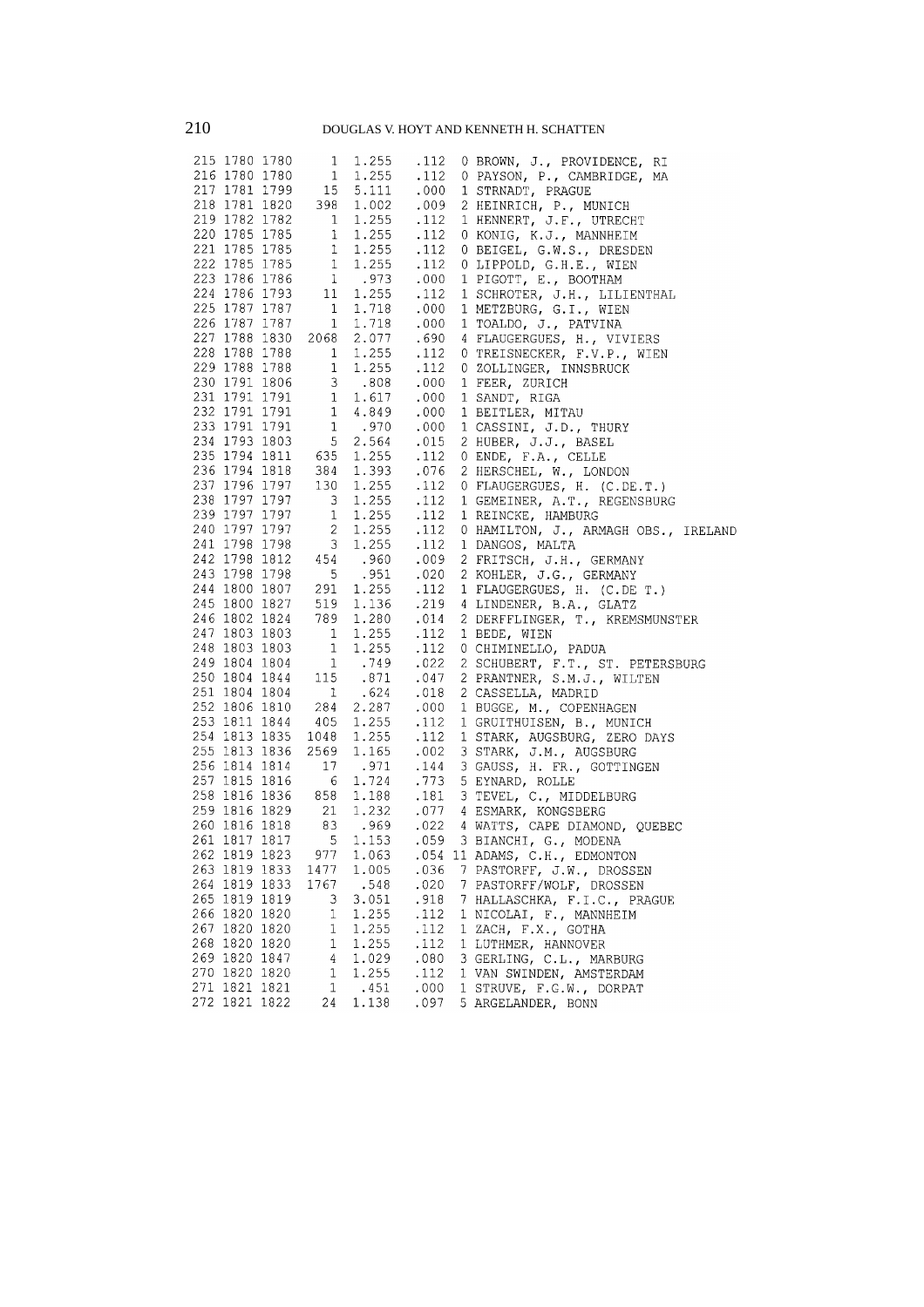| | | | | | | | |
|---|---|---|---|---|---|---|---|
| 215 | 1780 | 1780 | 1 | 1.255 | .112 | 0 | BROWN, J., PROVIDENCE, RI |
| 216 | 1780 | 1780 | 1 | 1.255 | .112 | 0 | PAYSON, P., CAMBRIDGE, MA |
| 217 | 1781 | 1799 | 15 | 5.111 | .000 | 1 | STRNADT, PRAGUE |
| 218 | 1781 | 1820 | 398 | 1.002 | .009 | 2 | HEINRICH, P., MUNICH |
| 219 | 1782 | 1782 | 1 | 1.255 | .112 | 1 | HENNERT, J.F., UTRECHT |
| 220 | 1785 | 1785 | 1 | 1.255 | .112 | 0 | KONIG, K.J., MANNHEIM |
| 221 | 1785 | 1785 | 1 | 1.255 | .112 | 0 | BEIGEL, G.W.S., DRESDEN |
| 222 | 1785 | 1785 | 1 | 1.255 | .112 | 0 | LIPPOLD, G.H.E., WIEN |
| 223 | 1786 | 1786 | 1 | .973 | .000 | 1 | PIGOTT, E., BOOTHAM |
| 224 | 1786 | 1793 | 11 | 1.255 | .112 | 1 | SCHROTER, J.H., LILIENTHAL |
| 225 | 1787 | 1787 | 1 | 1.718 | .000 | 1 | METZBURG, G.I., WIEN |
| 226 | 1787 | 1787 | 1 | 1.718 | .000 | 1 | TOALDO, J., PATVINA |
| 227 | 1788 | 1830 | 2068 | 2.077 | .690 | 4 | FLAUGERGUES, H., VIVIERS |
| 228 | 1788 | 1788 | 1 | 1.255 | .112 | 0 | TREISNECKER, F.V.P., WIEN |
| 229 | 1788 | 1788 | 1 | 1.255 | .112 | 0 | ZOLLINGER, INNSBRUCK |
| 230 | 1791 | 1806 | 3 | .808 | .000 | 1 | FEER, ZURICH |
| 231 | 1791 | 1791 | 1 | 1.617 | .000 | 1 | SANDT, RIGA |
| 232 | 1791 | 1791 | 1 | 4.849 | .000 | 1 | BEITLER, MITAU |
| 233 | 1791 | 1791 | 1 | .970 | .000 | 1 | CASSINI, J.D., THURY |
| 234 | 1793 | 1803 | 5 | 2.564 | .015 | 2 | HUBER, J.J., BASEL |
| 235 | 1794 | 1811 | 635 | 1.255 | .112 | 0 | ENDE, F.A., CELLE |
| 236 | 1794 | 1818 | 384 | 1.393 | .076 | 2 | HERSCHEL, W., LONDON |
| 237 | 1796 | 1797 | 130 | 1.255 | .112 | 0 | FLAUGERGUES, H. (C.DE.T.) |
| 238 | 1797 | 1797 | 3 | 1.255 | .112 | 1 | GEMEINER, A.T., REGENSBURG |
| 239 | 1797 | 1797 | 1 | 1.255 | .112 | 1 | REINCKE, HAMBURG |
| 240 | 1797 | 1797 | 2 | 1.255 | .112 | 0 | HAMILTON, J., ARMAGH OBS., IRELAND |
| 241 | 1798 | 1798 | 3 | 1.255 | .112 | 1 | DANGOS, MALTA |
| 242 | 1798 | 1812 | 454 | .960 | .009 | 2 | FRITSCH, J.H., GERMANY |
| 243 | 1798 | 1798 | 5 | .951 | .020 | 2 | KOHLER, J.G., GERMANY |
| 244 | 1800 | 1807 | 291 | 1.255 | .112 | 1 | FLAUGERGUES, H. (C.DE T.) |
| 245 | 1800 | 1827 | 519 | 1.136 | .219 | 4 | LINDENER, B.A., GLATZ |
| 246 | 1802 | 1824 | 789 | 1.280 | .014 | 2 | DERFFLINGER, T., KREMSMUNSTER |
| 247 | 1803 | 1803 | 1 | 1.255 | .112 | 1 | BEDE, WIEN |
| 248 | 1803 | 1803 | 1 | 1.255 | .112 | 0 | CHIMINELLO, PADUA |
| 249 | 1804 | 1804 | 1 | .749 | .022 | 2 | SCHUBERT, F.T., ST. PETERSBURG |
| 250 | 1804 | 1844 | 115 | .871 | .047 | 2 | PRANTNER, S.M.J., WILTEN |
| 251 | 1804 | 1804 | 1 | .624 | .018 | 2 | CASSELLA, MADRID |
| 252 | 1806 | 1810 | 284 | 2.287 | .000 | 1 | BUGGE, M., COPENHAGEN |
| 253 | 1811 | 1844 | 405 | 1.255 | .112 | 1 | GRUITHUISEN, B., MUNICH |
| 254 | 1813 | 1835 | 1048 | 1.255 | .112 | 1 | STARK, AUGSBURG, ZERO DAYS |
| 255 | 1813 | 1836 | 2569 | 1.165 | .002 | 3 | STARK, J.M., AUGSBURG |
| 256 | 1814 | 1814 | 17 | .971 | .144 | 3 | GAUSS, H. FR., GOTTINGEN |
| 257 | 1815 | 1816 | 6 | 1.724 | .773 | 5 | EYNARD, ROLLE |
| 258 | 1816 | 1836 | 858 | 1.188 | .181 | 3 | TEVEL, C., MIDDELBURG |
| 259 | 1816 | 1829 | 21 | 1.232 | .077 | 4 | ESMARK, KONGSBERG |
| 260 | 1816 | 1818 | 83 | .969 | .022 | 4 | WATTS, CAPE DIAMOND, QUEBEC |
| 261 | 1817 | 1817 | 5 | 1.153 | .059 | 3 | BIANCHI, G., MODENA |
| 262 | 1819 | 1823 | 977 | 1.063 | .054 | 11 | ADAMS, C.H., EDMONTON |
| 263 | 1819 | 1833 | 1477 | 1.005 | .036 | 7 | PASTORFF, J.W., DROSSEN |
| 264 | 1819 | 1833 | 1767 | .548 | .020 | 7 | PASTORFF/WOLF, DROSSEN |
| 265 | 1819 | 1819 | 3 | 3.051 | .918 | 7 | HALLASCHKA, F.I.C., PRAGUE |
| 266 | 1820 | 1820 | 1 | 1.255 | .112 | 1 | NICOLAI, F., MANNHEIM |
| 267 | 1820 | 1820 | 1 | 1.255 | .112 | 1 | ZACH, F.X., GOTHA |
| 268 | 1820 | 1820 | 1 | 1.255 | .112 | 1 | LUTHMER, HANNOVER |
| 269 | 1820 | 1847 | 4 | 1.029 | .080 | 3 | GERLING, C.L., MARBURG |
| 270 | 1820 | 1820 | 1 | 1.255 | .112 | 1 | VAN SWINDEN, AMSTERDAM |
| 271 | 1821 | 1821 | 1 | .451 | .000 | 1 | STRUVE, F.G.W., DORPAT |
| 272 | 1821 | 1822 | 24 | 1.138 | .097 | 5 | ARGELANDER, BONN |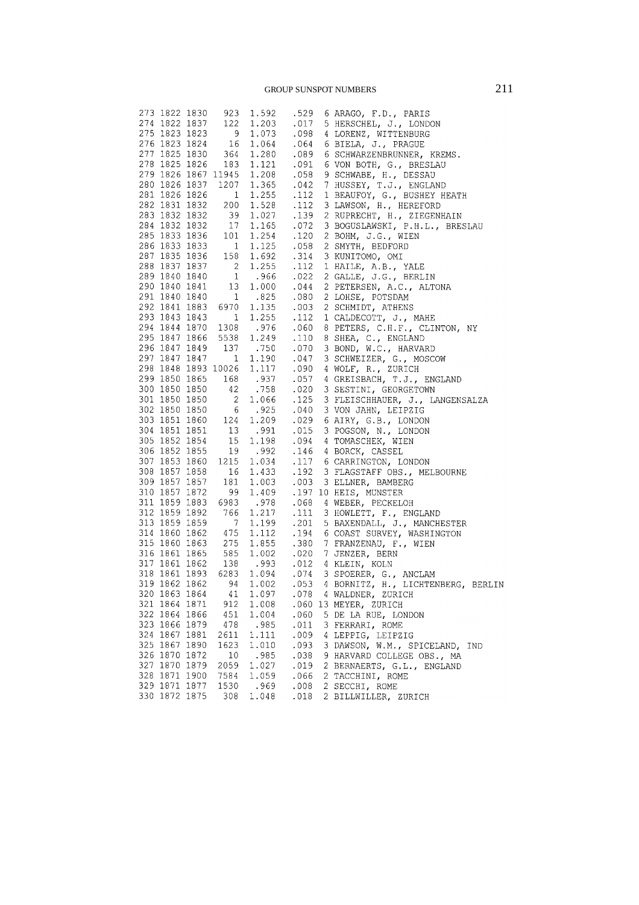| | | | | | | | |
|---|---|---|---|---|---|---|---|
| 273 | 1822 | 1830 | 923 | 1.592 | .529 | 6 | ARAGO, F.D., PARIS |
| 274 | 1822 | 1837 | 122 | 1.203 | .017 | 5 | HERSCHEL, J., LONDON |
| 275 | 1823 | 1823 | 9 | 1.073 | .098 | 4 | LORENZ, WITTENBURG |
| 276 | 1823 | 1824 | 16 | 1.064 | .064 | 6 | BIELA, J., PRAGUE |
| 277 | 1825 | 1830 | 364 | 1.280 | .089 | 6 | SCHWARZENBRUNNER, KREMS. |
| 278 | 1825 | 1826 | 183 | 1.121 | .091 | 6 | VON BOTH, G., BRESLAU |
| 279 | 1826 | 1867 | 11945 | 1.208 | .058 | 9 | SCHWABE, H., DESSAU |
| 280 | 1826 | 1837 | 1207 | 1.365 | .042 | 7 | HUSSEY, T.J., ENGLAND |
| 281 | 1826 | 1826 | 1 | 1.255 | .112 | 1 | BEAUFOY, G., BUSHEY HEATH |
| 282 | 1831 | 1832 | 200 | 1.528 | .112 | 3 | LAWSON, H., HEREFORD |
| 283 | 1832 | 1832 | 39 | 1.027 | .139 | 2 | RUPRECHT, H., ZIEGENHAIN |
| 284 | 1832 | 1832 | 17 | 1.165 | .072 | 3 | BOGUSLAWSKI, P.H.L., BRESLAU |
| 285 | 1833 | 1836 | 101 | 1.254 | .120 | 2 | BOHM, J.G., WIEN |
| 286 | 1833 | 1833 | 1 | 1.125 | .058 | 2 | SMYTH, BEDFORD |
| 287 | 1835 | 1836 | 158 | 1.692 | .314 | 3 | KUNITOMO, OMI |
| 288 | 1837 | 1837 | 2 | 1.255 | .112 | 1 | HAILE, A.B., YALE |
| 289 | 1840 | 1840 | 1 | .966 | .022 | 2 | GALLE, J.G., BERLIN |
| 290 | 1840 | 1841 | 13 | 1.000 | .044 | 2 | PETERSEN, A.C., ALTONA |
| 291 | 1840 | 1840 | 1 | .825 | .080 | 2 | LOHSE, POTSDAM |
| 292 | 1841 | 1883 | 6970 | 1.135 | .003 | 2 | SCHMIDT, ATHENS |
| 293 | 1843 | 1843 | 1 | 1.255 | .112 | 1 | CALDECOTT, J., MAHE |
| 294 | 1844 | 1870 | 1308 | .976 | .060 | 8 | PETERS, C.H.F., CLINTON, NY |
| 295 | 1847 | 1866 | 5538 | 1.249 | .110 | 8 | SHEA, C., ENGLAND |
| 296 | 1847 | 1849 | 137 | .750 | .070 | 3 | BOND, W.C., HARVARD |
| 297 | 1847 | 1847 | 1 | 1.190 | .047 | 3 | SCHWEIZER, G., MOSCOW |
| 298 | 1848 | 1893 | 10026 | 1.117 | .090 | 4 | WOLF, R., ZURICH |
| 299 | 1850 | 1865 | 168 | .937 | .057 | 4 | GREISBACH, T.J., ENGLAND |
| 300 | 1850 | 1850 | 42 | .758 | .020 | 3 | SESTINI, GEORGETOWN |
| 301 | 1850 | 1850 | 2 | 1.066 | .125 | 3 | FLEISCHHAUER, J., LANGENSALZA |
| 302 | 1850 | 1850 | 6 | .925 | .040 | 3 | VON JAHN, LEIPZIG |
| 303 | 1851 | 1860 | 124 | 1.209 | .029 | 6 | AIRY, G.B., LONDON |
| 304 | 1851 | 1851 | 13 | .991 | .015 | 3 | POGSON, N., LONDON |
| 305 | 1852 | 1854 | 15 | 1.198 | .094 | 4 | TOMASCHEK, WIEN |
| 306 | 1852 | 1855 | 19 | .992 | .146 | 4 | BORCK, CASSEL |
| 307 | 1853 | 1860 | 1215 | 1.034 | .117 | 6 | CARRINGTON, LONDON |
| 308 | 1857 | 1858 | 16 | 1.433 | .192 | 3 | FLAGSTAFF OBS., MELBOURNE |
| 309 | 1857 | 1857 | 181 | 1.003 | .003 | 3 | ELLNER, BAMBERG |
| 310 | 1857 | 1872 | 99 | 1.409 | .197 | 10 | HEIS, MUNSTER |
| 311 | 1859 | 1883 | 6983 | .978 | .068 | 4 | WEBER, PECKELOH |
| 312 | 1859 | 1892 | 766 | 1.217 | .111 | 3 | HOWLETT, F., ENGLAND |
| 313 | 1859 | 1859 | 7 | 1.199 | .201 | 5 | BAXENDALL, J., MANCHESTER |
| 314 | 1860 | 1862 | 475 | 1.112 | .194 | 6 | COAST SURVEY, WASHINGTON |
| 315 | 1860 | 1863 | 275 | 1.855 | .380 | 7 | FRANZENAU, F., WIEN |
| 316 | 1861 | 1865 | 585 | 1.002 | .020 | 7 | JENZER, BERN |
| 317 | 1861 | 1862 | 138 | .993 | .012 | 4 | KLEIN, KOLN |
| 318 | 1861 | 1893 | 6283 | 1.094 | .074 | 3 | SPOERER, G., ANCLAM |
| 319 | 1862 | 1862 | 94 | 1.002 | .053 | 4 | BORNITZ, H., LICHTENBERG, BERLIN |
| 320 | 1863 | 1864 | 41 | 1.097 | .078 | 4 | WALDNER, ZURICH |
| 321 | 1864 | 1871 | 912 | 1.008 | .060 | 13 | MEYER, ZURICH |
| 322 | 1864 | 1866 | 451 | 1.004 | .060 | 5 | DE LA RUE, LONDON |
| 323 | 1866 | 1879 | 478 | .985 | .011 | 3 | FERRARI, ROME |
| 324 | 1867 | 1881 | 2611 | 1.111 | .009 | 4 | LEPPIG, LEIPZIG |
| 325 | 1867 | 1890 | 1623 | 1.010 | .093 | 3 | DAWSON, W.M., SPICELAND, IND |
| 326 | 1870 | 1872 | 10 | .985 | .038 | 9 | HARVARD COLLEGE OBS., MA |
| 327 | 1870 | 1879 | 2059 | 1.027 | .019 | 2 | BERNAERTS, G.L., ENGLAND |
| 328 | 1871 | 1900 | 7584 | 1.059 | .066 | 2 | TACCHINI, ROME |
| 329 | 1871 | 1877 | 1530 | .969 | .008 | 2 | SECCHI, ROME |
| 330 | 1872 | 1875 | 308 | 1.048 | .018 | 2 | BILLWILLER, ZURICH |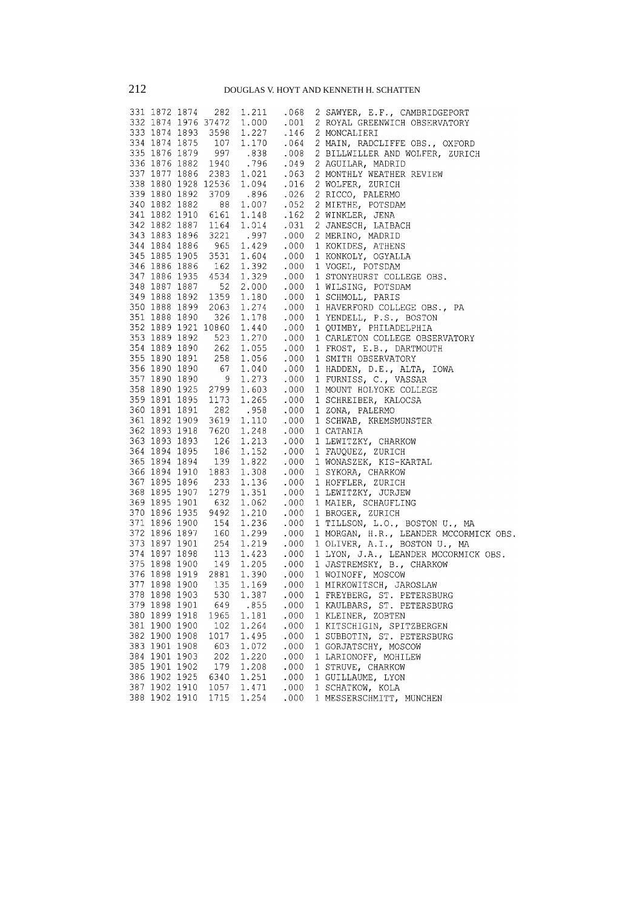| | | | | | | | |
|---|---|---|---|---|---|---|---|
| 331 | 1872 | 1874 | 282 | 1.211 | .068 | 2 | SAWYER, E.F., CAMBRIDGEPORT |
| 332 | 1874 | 1976 | 37472 | 1.000 | .001 | 2 | ROYAL GREENWICH OBSERVATORY |
| 333 | 1874 | 1893 | 3598 | 1.227 | .146 | 2 | MONCALIERI |
| 334 | 1874 | 1875 | 107 | 1.170 | .064 | 2 | MAIN, RADCLIFFE OBS., OXFORD |
| 335 | 1876 | 1879 | 997 | .838 | .008 | 2 | BILLWILLER AND WOLFER, ZURICH |
| 336 | 1876 | 1882 | 1940 | .796 | .049 | 2 | AGUILAR, MADRID |
| 337 | 1877 | 1886 | 2383 | 1.021 | .063 | 2 | MONTHLY WEATHER REVIEW |
| 338 | 1880 | 1928 | 12536 | 1.094 | .016 | 2 | WOLFER, ZURICH |
| 339 | 1880 | 1892 | 3709 | .896 | .026 | 2 | RICCO, PALERMO |
| 340 | 1882 | 1882 | 88 | 1.007 | .052 | 2 | MIETHE, POTSDAM |
| 341 | 1882 | 1910 | 6161 | 1.148 | .162 | 2 | WINKLER, JENA |
| 342 | 1882 | 1887 | 1164 | 1.014 | .031 | 2 | JANESCH, LAIBACH |
| 343 | 1883 | 1896 | 3221 | .997 | .000 | 2 | MERINO, MADRID |
| 344 | 1884 | 1886 | 965 | 1.429 | .000 | 1 | KOKIDES, ATHENS |
| 345 | 1885 | 1905 | 3531 | 1.604 | .000 | 1 | KONKOLY, OGYALLA |
| 346 | 1886 | 1886 | 162 | 1.392 | .000 | 1 | VOGEL, POTSDAM |
| 347 | 1886 | 1935 | 4534 | 1.329 | .000 | 1 | STONYHURST COLLEGE OBS. |
| 348 | 1887 | 1887 | 52 | 2.000 | .000 | 1 | WILSING, POTSDAM |
| 349 | 1888 | 1892 | 1359 | 1.180 | .000 | 1 | SCHMOLL, PARIS |
| 350 | 1888 | 1899 | 2063 | 1.274 | .000 | 1 | HAVERFORD COLLEGE OBS., PA |
| 351 | 1888 | 1890 | 326 | 1.178 | .000 | 1 | YENDELL, P.S., BOSTON |
| 352 | 1889 | 1921 | 10860 | 1.440 | .000 | 1 | QUIMBY, PHILADELPHIA |
| 353 | 1889 | 1892 | 523 | 1.270 | .000 | 1 | CARLETON COLLEGE OBSERVATORY |
| 354 | 1889 | 1890 | 262 | 1.055 | .000 | 1 | FROST, E.B., DARTMOUTH |
| 355 | 1890 | 1891 | 258 | 1.056 | .000 | 1 | SMITH OBSERVATORY |
| 356 | 1890 | 1890 | 67 | 1.040 | .000 | 1 | HADDEN, D.E., ALTA, IOWA |
| 357 | 1890 | 1890 | 9 | 1.273 | .000 | 1 | FURNISS, C., VASSAR |
| 358 | 1890 | 1925 | 2799 | 1.603 | .000 | 1 | MOUNT HOLYOKE COLLEGE |
| 359 | 1891 | 1895 | 1173 | 1.265 | .000 | 1 | SCHREIBER, KALOCSA |
| 360 | 1891 | 1891 | 282 | .958 | .000 | 1 | ZONA, PALERMO |
| 361 | 1892 | 1909 | 3619 | 1.110 | .000 | 1 | SCHWAB, KREMSMUNSTER |
| 362 | 1893 | 1918 | 7620 | 1.248 | .000 | 1 | CATANIA |
| 363 | 1893 | 1893 | 126 | 1.213 | .000 | 1 | LEWITZKY, CHARKOW |
| 364 | 1894 | 1895 | 186 | 1.152 | .000 | 1 | FAUQUEZ, ZURICH |
| 365 | 1894 | 1894 | 139 | 1.822 | .000 | 1 | WONASZEK, KIS-KARTAL |
| 366 | 1894 | 1910 | 1883 | 1.308 | .000 | 1 | SYKORA, CHARKOW |
| 367 | 1895 | 1896 | 233 | 1.136 | .000 | 1 | HOFFLER, ZURICH |
| 368 | 1895 | 1907 | 1279 | 1.351 | .000 | 1 | LEWITZKY, JURJEW |
| 369 | 1895 | 1901 | 632 | 1.062 | .000 | 1 | MAIER, SCHAUFLING |
| 370 | 1896 | 1935 | 9492 | 1.210 | .000 | 1 | BROGER, ZURICH |
| 371 | 1896 | 1900 | 154 | 1.236 | .000 | 1 | TILLSON, L.O., BOSTON U., MA |
| 372 | 1896 | 1897 | 160 | 1.299 | .000 | 1 | MORGAN, H.R., LEANDER MCCORMICK OBS. |
| 373 | 1897 | 1901 | 254 | 1.219 | .000 | 1 | OLIVER, A.I., BOSTON U., MA |
| 374 | 1897 | 1898 | 113 | 1.423 | .000 | 1 | LYON, J.A., LEANDER MCCORMICK OBS. |
| 375 | 1898 | 1900 | 149 | 1.205 | .000 | 1 | JASTREMSKY, B., CHARKOW |
| 376 | 1898 | 1919 | 2881 | 1.390 | .000 | 1 | WOINOFF, MOSCOW |
| 377 | 1898 | 1900 | 135 | 1.169 | .000 | 1 | MIRKOWITSCH, JAROSLAW |
| 378 | 1898 | 1903 | 530 | 1.387 | .000 | 1 | FREYBERG, ST. PETERSBURG |
| 379 | 1898 | 1901 | 649 | .855 | .000 | 1 | KAULBARS, ST. PETERSBURG |
| 380 | 1899 | 1918 | 1965 | 1.181 | .000 | 1 | KLEINER, ZOBTEN |
| 381 | 1900 | 1900 | 102 | 1.264 | .000 | 1 | KITSCHIGIN, SPITZBERGEN |
| 382 | 1900 | 1908 | 1017 | 1.495 | .000 | 1 | SUBBOTIN, ST. PETERSBURG |
| 383 | 1901 | 1908 | 603 | 1.072 | .000 | 1 | GORJATSCHY, MOSCOW |
| 384 | 1901 | 1903 | 202 | 1.220 | .000 | 1 | LARIONOFF, MOHILEW |
| 385 | 1901 | 1902 | 179 | 1.208 | .000 | 1 | STRUVE, CHARKOW |
| 386 | 1902 | 1925 | 6340 | 1.251 | .000 | 1 | GUILLAUME, LYON |
| 387 | 1902 | 1910 | 1057 | 1.471 | .000 | 1 | SCHATKOW, KOLA |
| 388 | 1902 | 1910 | 1715 | 1.254 | .000 | 1 | MESSERSCHMITT, MUNCHEN |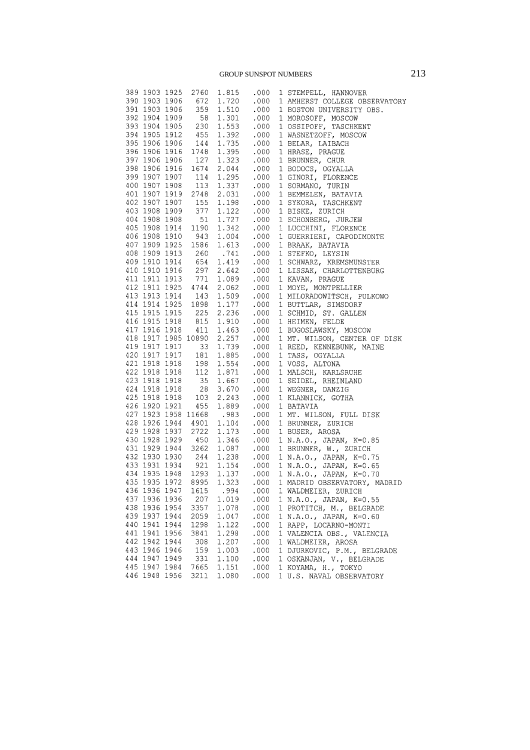| | | | | | | | |
|---|---|---|---|---|---|---|---|
| 389 | 1903 | 1925 | 2760 | 1.815 | .000 | 1 | STEMPELL, HANNOVER |
| 390 | 1903 | 1906 | 672 | 1.720 | .000 | 1 | AMHERST COLLEGE OBSERVATORY |
| 391 | 1903 | 1906 | 359 | 1.510 | .000 | 1 | BOSTON UNIVERSITY OBS. |
| 392 | 1904 | 1909 | 58 | 1.301 | .000 | 1 | MOROSOFF, MOSCOW |
| 393 | 1904 | 1905 | 230 | 1.553 | .000 | 1 | OSSIPOFF, TASCHKENT |
| 394 | 1905 | 1912 | 455 | 1.392 | .000 | 1 | WASNETZOFF, MOSCOW |
| 395 | 1906 | 1906 | 144 | 1.735 | .000 | 1 | BELAR, LAIBACH |
| 396 | 1906 | 1916 | 1748 | 1.395 | .000 | 1 | HRASE, PRAGUE |
| 397 | 1906 | 1906 | 127 | 1.323 | .000 | 1 | BRUNNER, CHUR |
| 398 | 1906 | 1916 | 1674 | 2.044 | .000 | 1 | BODOCS, OGYALLA |
| 399 | 1907 | 1907 | 114 | 1.295 | .000 | 1 | GINORI, FLORENCE |
| 400 | 1907 | 1908 | 113 | 1.337 | .000 | 1 | SORMANO, TURIN |
| 401 | 1907 | 1919 | 2748 | 2.031 | .000 | 1 | BEMMELEN, BATAVIA |
| 402 | 1907 | 1907 | 155 | 1.198 | .000 | 1 | SYKORA, TASCHKENT |
| 403 | 1908 | 1909 | 377 | 1.122 | .000 | 1 | BISKE, ZURICH |
| 404 | 1908 | 1908 | 51 | 1.727 | .000 | 1 | SCHONBERG, JURJEW |
| 405 | 1908 | 1914 | 1190 | 1.342 | .000 | 1 | LUCCHINI, FLORENCE |
| 406 | 1908 | 1910 | 943 | 1.004 | .000 | 1 | GUERRIERI, CAPODIMONTE |
| 407 | 1909 | 1925 | 1586 | 1.613 | .000 | 1 | BRAAK, BATAVIA |
| 408 | 1909 | 1913 | 260 | .741 | .000 | 1 | STEFKO, LEYSIN |
| 409 | 1910 | 1914 | 654 | 1.419 | .000 | 1 | SCHWARZ, KREMSMUNSTER |
| 410 | 1910 | 1916 | 297 | 2.642 | .000 | 1 | LISSAK, CHARLOTTENBURG |
| 411 | 1911 | 1913 | 771 | 1.089 | .000 | 1 | KAVAN, PRAGUE |
| 412 | 1911 | 1925 | 4744 | 2.062 | .000 | 1 | MOYE, MONTPELLIER |
| 413 | 1913 | 1914 | 143 | 1.509 | .000 | 1 | MILORADOWITSCH, PULKOWO |
| 414 | 1914 | 1925 | 1898 | 1.177 | .000 | 1 | BUTTLAR, SIMSDORF |
| 415 | 1915 | 1915 | 225 | 2.236 | .000 | 1 | SCHMID, ST. GALLEN |
| 416 | 1915 | 1918 | 815 | 1.910 | .000 | 1 | HEIMEN, FELDE |
| 417 | 1916 | 1918 | 411 | 1.463 | .000 | 1 | BUGOSLAWSKY, MOSCOW |
| 418 | 1917 | 1985 | 10890 | 2.257 | .000 | 1 | MT. WILSON, CENTER OF DISK |
| 419 | 1917 | 1917 | 33 | 1.739 | .000 | 1 | REED, KENNEBUNK, MAINE |
| 420 | 1917 | 1917 | 181 | 1.885 | .000 | 1 | TASS, OGYALLA |
| 421 | 1918 | 1918 | 198 | 1.554 | .000 | 1 | VOSS, ALTONA |
| 422 | 1918 | 1918 | 112 | 1.871 | .000 | 1 | MALSCH, KARLSRUHE |
| 423 | 1918 | 1918 | 35 | 1.667 | .000 | 1 | SEIDEL, RHEINLAND |
| 424 | 1918 | 1918 | 28 | 3.670 | .000 | 1 | WEGNER, DANZIG |
| 425 | 1918 | 1918 | 103 | 2.243 | .000 | 1 | KLANNICK, GOTHA |
| 426 | 1920 | 1921 | 455 | 1.889 | .000 | 1 | BATAVIA |
| 427 | 1923 | 1958 | 11668 | .983 | .000 | 1 | MT. WILSON, FULL DISK |
| 428 | 1926 | 1944 | 4901 | 1.104 | .000 | 1 | BRUNNER, ZURICH |
| 429 | 1928 | 1937 | 2722 | 1.173 | .000 | 1 | BUSER, AROSA |
| 430 | 1928 | 1929 | 450 | 1.346 | .000 | 1 | N.A.O., JAPAN, K=0.85 |
| 431 | 1929 | 1944 | 3262 | 1.087 | .000 | 1 | BRUNNER, W., ZURICH |
| 432 | 1930 | 1930 | 244 | 1.238 | .000 | 1 | N.A.O., JAPAN, K=0.75 |
| 433 | 1931 | 1934 | 921 | 1.154 | .000 | 1 | N.A.O., JAPAN, K=0.65 |
| 434 | 1935 | 1948 | 1293 | 1.137 | .000 | 1 | N.A.O., JAPAN, K=0.70 |
| 435 | 1935 | 1972 | 8995 | 1.323 | .000 | 1 | MADRID OBSERVATORY, MADRID |
| 436 | 1936 | 1947 | 1615 | .994 | .000 | 1 | WALDMEIER, ZURICH |
| 437 | 1936 | 1936 | 207 | 1.019 | .000 | 1 | N.A.O., JAPAN, K=0.55 |
| 438 | 1936 | 1954 | 3357 | 1.078 | .000 | 1 | PROTITCH, M., BELGRADE |
| 439 | 1937 | 1944 | 2059 | 1.047 | .000 | 1 | N.A.O., JAPAN, K=0.60 |
| 440 | 1941 | 1944 | 1298 | 1.122 | .000 | 1 | RAPP, LOCARNO-MONTI |
| 441 | 1941 | 1956 | 3841 | 1.298 | .000 | 1 | VALENCIA OBS., VALENCIA |
| 442 | 1942 | 1944 | 308 | 1.207 | .000 | 1 | WALDMEIER, AROSA |
| 443 | 1946 | 1946 | 159 | 1.003 | .000 | 1 | DJURKOVIC, P.M., BELGRADE |
| 444 | 1947 | 1949 | 331 | 1.100 | .000 | 1 | OSKANJAN, V., BELGRADE |
| 445 | 1947 | 1984 | 7665 | 1.151 | .000 | 1 | KOYAMA, H., TOKYO |
| 446 | 1948 | 1956 | 3211 | 1.080 | .000 | 1 | U.S. NAVAL OBSERVATORY |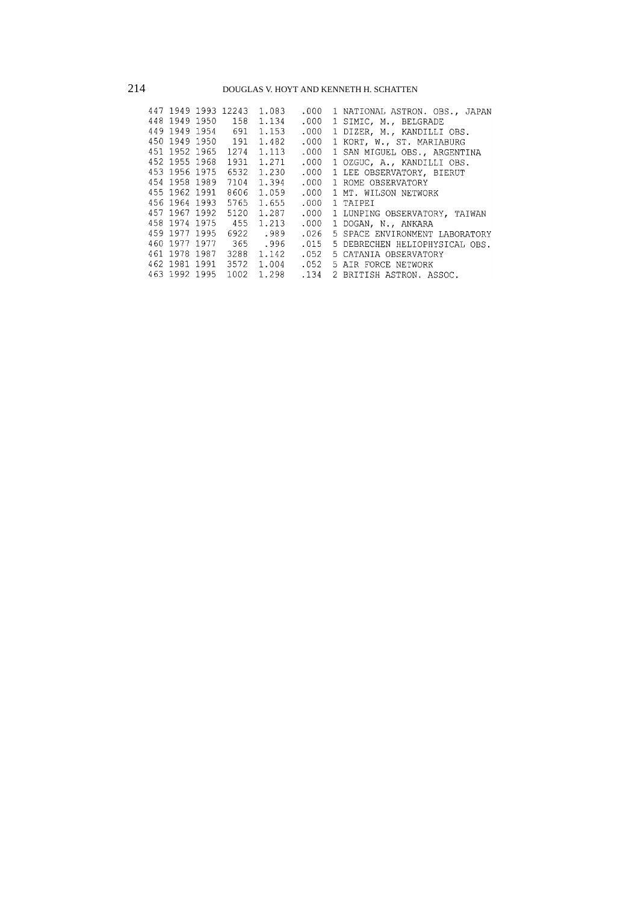| | | | | | | | |
|---|---|---|---|---|---|---|---|
| 447 | 1949 | 1993 | 12243 | 1.083 | .000 | 1 | NATIONAL ASTRON. OBS., JAPAN |
| 448 | 1949 | 1950 | 158 | 1.134 | .000 | 1 | SIMIC, M., BELGRADE |
| 449 | 1949 | 1954 | 691 | 1.153 | .000 | 1 | DIZER, M., KANDILLI OBS. |
| 450 | 1949 | 1950 | 191 | 1.482 | .000 | 1 | KORT, W., ST. MARIABURG |
| 451 | 1952 | 1965 | 1274 | 1.113 | .000 | 1 | SAN MIGUEL OBS., ARGENTINA |
| 452 | 1955 | 1968 | 1931 | 1.271 | .000 | 1 | OZGUC, A., KANDILLI OBS. |
| 453 | 1956 | 1975 | 6532 | 1.230 | .000 | 1 | LEE OBSERVATORY, BIERUT |
| 454 | 1958 | 1989 | 7104 | 1.394 | .000 | 1 | ROME OBSERVATORY |
| 455 | 1962 | 1991 | 8606 | 1.059 | .000 | 1 | MT. WILSON NETWORK |
| 456 | 1964 | 1993 | 5765 | 1.655 | .000 | 1 | TAIPEI |
| 457 | 1967 | 1992 | 5120 | 1.287 | .000 | 1 | LUNPING OBSERVATORY, TAIWAN |
| 458 | 1974 | 1975 | 455 | 1.213 | .000 | 1 | DOGAN, N., ANKARA |
| 459 | 1977 | 1995 | 6922 | .989 | .026 | 5 | SPACE ENVIRONMENT LABORATORY |
| 460 | 1977 | 1977 | 365 | .996 | .015 | 5 | DEBRECHEN HELIOPHYSICAL OBS. |
| 461 | 1978 | 1987 | 3288 | 1.142 | .052 | 5 | CATANIA OBSERVATORY |
| 462 | 1981 | 1991 | 3572 | 1.004 | .052 | 5 | AIR FORCE NETWORK |
| 463 | 1992 | 1995 | 1002 | 1.298 | .134 | 2 | BRITISH ASTRON. ASSOC. |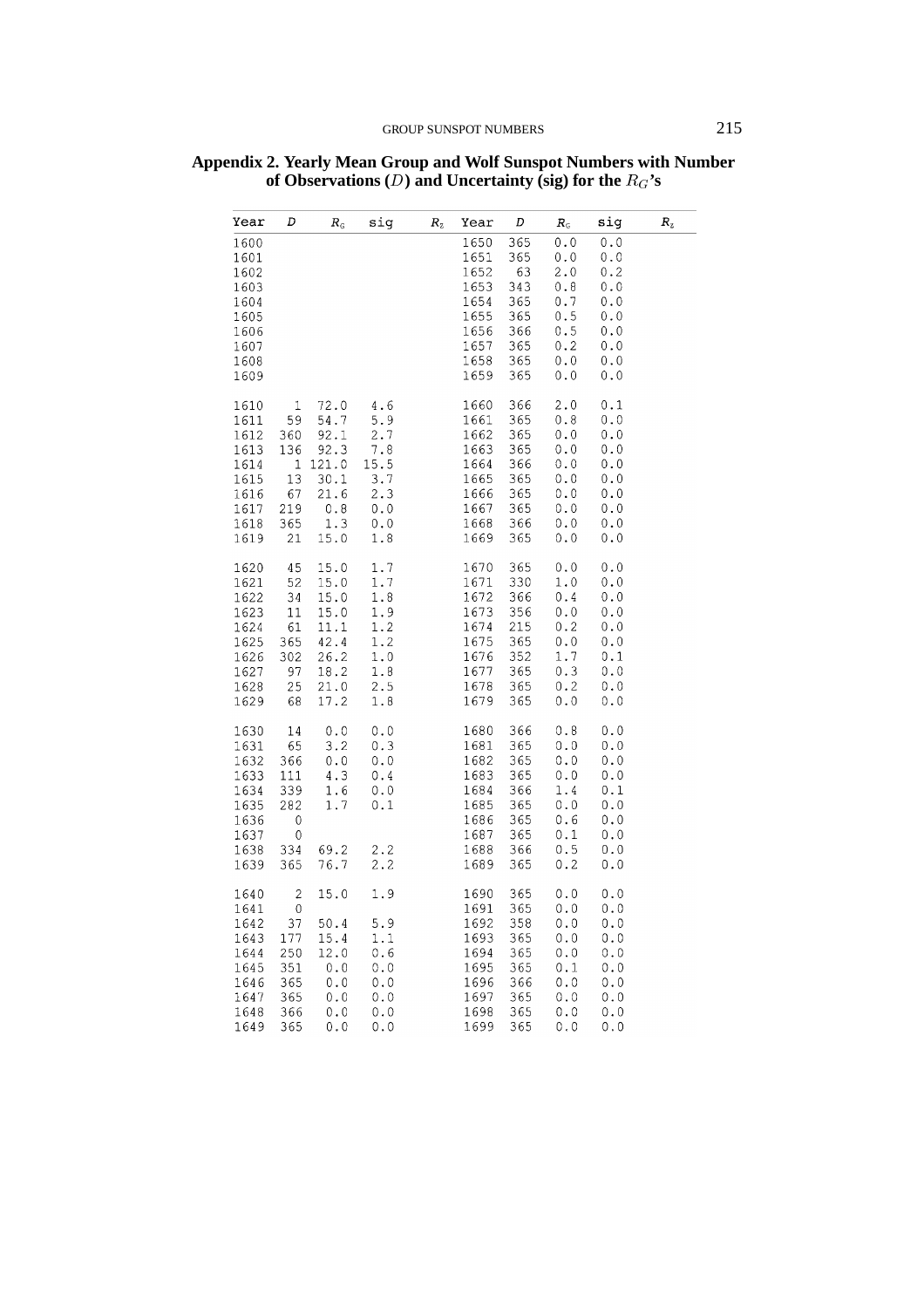## Appendix 2. Yearly Mean Group and Wolf Sunspot Numbers with Number of Observations ($D$) and Uncertainty (sig) for the $R_G$'s

| Year | $D$ | $R_G$ | sig | $R_Z$ | Year | $D$ | $R_G$ | sig | $R_Z$ |
|---|---|---|---|---|---|---|---|---|---|
| 1600 | | | | | 1650 | 365 | 0.0 | 0.0 | |
| 1601 | | | | | 1651 | 365 | 0.0 | 0.0 | |
| 1602 | | | | | 1652 | 63 | 2.0 | 0.2 | |
| 1603 | | | | | 1653 | 343 | 0.8 | 0.0 | |
| 1604 | | | | | 1654 | 365 | 0.7 | 0.0 | |
| 1605 | | | | | 1655 | 365 | 0.5 | 0.0 | |
| 1606 | | | | | 1656 | 366 | 0.5 | 0.0 | |
| 1607 | | | | | 1657 | 365 | 0.2 | 0.0 | |
| 1608 | | | | | 1658 | 365 | 0.0 | 0.0 | |
| 1609 | | | | | 1659 | 365 | 0.0 | 0.0 | |
| 1610 | 1 | 72.0 | 4.6 | | 1660 | 366 | 2.0 | 0.1 | |
| 1611 | 59 | 54.7 | 5.9 | | 1661 | 365 | 0.8 | 0.0 | |
| 1612 | 360 | 92.1 | 2.7 | | 1662 | 365 | 0.0 | 0.0 | |
| 1613 | 136 | 92.3 | 7.8 | | 1663 | 365 | 0.0 | 0.0 | |
| 1614 | 1 | 121.0 | 15.5 | | 1664 | 366 | 0.0 | 0.0 | |
| 1615 | 13 | 30.1 | 3.7 | | 1665 | 365 | 0.0 | 0.0 | |
| 1616 | 67 | 21.6 | 2.3 | | 1666 | 365 | 0.0 | 0.0 | |
| 1617 | 219 | 0.8 | 0.0 | | 1667 | 365 | 0.0 | 0.0 | |
| 1618 | 365 | 1.3 | 0.0 | | 1668 | 366 | 0.0 | 0.0 | |
| 1619 | 21 | 15.0 | 1.8 | | 1669 | 365 | 0.0 | 0.0 | |
| 1620 | 45 | 15.0 | 1.7 | | 1670 | 365 | 0.0 | 0.0 | |
| 1621 | 52 | 15.0 | 1.7 | | 1671 | 330 | 1.0 | 0.0 | |
| 1622 | 34 | 15.0 | 1.8 | | 1672 | 366 | 0.4 | 0.0 | |
| 1623 | 11 | 15.0 | 1.9 | | 1673 | 356 | 0.0 | 0.0 | |
| 1624 | 61 | 11.1 | 1.2 | | 1674 | 215 | 0.2 | 0.0 | |
| 1625 | 365 | 42.4 | 1.2 | | 1675 | 365 | 0.0 | 0.0 | |
| 1626 | 302 | 26.2 | 1.0 | | 1676 | 352 | 1.7 | 0.1 | |
| 1627 | 97 | 18.2 | 1.8 | | 1677 | 365 | 0.3 | 0.0 | |
| 1628 | 25 | 21.0 | 2.5 | | 1678 | 365 | 0.2 | 0.0 | |
| 1629 | 68 | 17.2 | 1.8 | | 1679 | 365 | 0.0 | 0.0 | |
| 1630 | 14 | 0.0 | 0.0 | | 1680 | 366 | 0.8 | 0.0 | |
| 1631 | 65 | 3.2 | 0.3 | | 1681 | 365 | 0.0 | 0.0 | |
| 1632 | 366 | 0.0 | 0.0 | | 1682 | 365 | 0.0 | 0.0 | |
| 1633 | 111 | 4.3 | 0.4 | | 1683 | 365 | 0.0 | 0.0 | |
| 1634 | 339 | 1.6 | 0.0 | | 1684 | 366 | 1.4 | 0.1 | |
| 1635 | 282 | 1.7 | 0.1 | | 1685 | 365 | 0.0 | 0.0 | |
| 1636 | 0 | | | | 1686 | 365 | 0.6 | 0.0 | |
| 1637 | 0 | | | | 1687 | 365 | 0.1 | 0.0 | |
| 1638 | 334 | 69.2 | 2.2 | | 1688 | 366 | 0.5 | 0.0 | |
| 1639 | 365 | 76.7 | 2.2 | | 1689 | 365 | 0.2 | 0.0 | |
| 1640 | 2 | 15.0 | 1.9 | | 1690 | 365 | 0.0 | 0.0 | |
| 1641 | 0 | | | | 1691 | 365 | 0.0 | 0.0 | |
| 1642 | 37 | 50.4 | 5.9 | | 1692 | 358 | 0.0 | 0.0 | |
| 1643 | 177 | 15.4 | 1.1 | | 1693 | 365 | 0.0 | 0.0 | |
| 1644 | 250 | 12.0 | 0.6 | | 1694 | 365 | 0.0 | 0.0 | |
| 1645 | 351 | 0.0 | 0.0 | | 1695 | 365 | 0.1 | 0.0 | |
| 1646 | 365 | 0.0 | 0.0 | | 1696 | 366 | 0.0 | 0.0 | |
| 1647 | 365 | 0.0 | 0.0 | | 1697 | 365 | 0.0 | 0.0 | |
| 1648 | 366 | 0.0 | 0.0 | | 1698 | 365 | 0.0 | 0.0 | |
| 1649 | 365 | 0.0 | 0.0 | | 1699 | 365 | 0.0 | 0.0 | |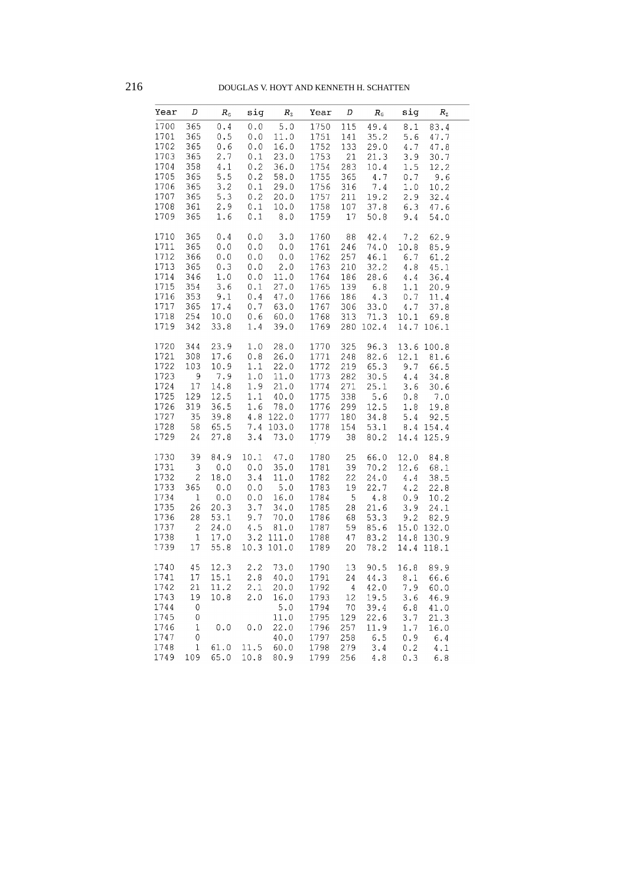| Year | $D$ | $R_G$ | sig | $R_Z$ | Year | $D$ | $R_G$ | sig | $R_Z$ |
|---|---|---|---|---|---|---|---|---|---|
| 1700 | 365 | 0.4 | 0.0 | 5.0 | 1750 | 115 | 49.4 | 8.1 | 83.4 |
| 1701 | 365 | 0.5 | 0.0 | 11.0 | 1751 | 141 | 35.2 | 5.6 | 47.7 |
| 1702 | 365 | 0.6 | 0.0 | 16.0 | 1752 | 133 | 29.0 | 4.7 | 47.8 |
| 1703 | 365 | 2.7 | 0.1 | 23.0 | 1753 | 21 | 21.3 | 3.9 | 30.7 |
| 1704 | 358 | 4.1 | 0.2 | 36.0 | 1754 | 283 | 10.4 | 1.5 | 12.2 |
| 1705 | 365 | 5.5 | 0.2 | 58.0 | 1755 | 365 | 4.7 | 0.7 | 9.6 |
| 1706 | 365 | 3.2 | 0.1 | 29.0 | 1756 | 316 | 7.4 | 1.0 | 10.2 |
| 1707 | 365 | 5.3 | 0.2 | 20.0 | 1757 | 211 | 19.2 | 2.9 | 32.4 |
| 1708 | 361 | 2.9 | 0.1 | 10.0 | 1758 | 107 | 37.8 | 6.3 | 47.6 |
| 1709 | 365 | 1.6 | 0.1 | 8.0 | 1759 | 17 | 50.8 | 9.4 | 54.0 |
| 1710 | 365 | 0.4 | 0.0 | 3.0 | 1760 | 88 | 42.4 | 7.2 | 62.9 |
| 1711 | 365 | 0.0 | 0.0 | 0.0 | 1761 | 246 | 74.0 | 10.8 | 85.9 |
| 1712 | 366 | 0.0 | 0.0 | 0.0 | 1762 | 257 | 46.1 | 6.7 | 61.2 |
| 1713 | 365 | 0.3 | 0.0 | 2.0 | 1763 | 210 | 32.2 | 4.8 | 45.1 |
| 1714 | 346 | 1.0 | 0.0 | 11.0 | 1764 | 186 | 28.6 | 4.4 | 36.4 |
| 1715 | 354 | 3.6 | 0.1 | 27.0 | 1765 | 139 | 6.8 | 1.1 | 20.9 |
| 1716 | 353 | 9.1 | 0.4 | 47.0 | 1766 | 186 | 4.3 | 0.7 | 11.4 |
| 1717 | 365 | 17.4 | 0.7 | 63.0 | 1767 | 306 | 33.0 | 4.7 | 37.8 |
| 1718 | 254 | 10.0 | 0.6 | 60.0 | 1768 | 313 | 71.3 | 10.1 | 69.8 |
| 1719 | 342 | 33.8 | 1.4 | 39.0 | 1769 | 280 | 102.4 | 14.7 | 106.1 |
| 1720 | 344 | 23.9 | 1.0 | 28.0 | 1770 | 325 | 96.3 | 13.6 | 100.8 |
| 1721 | 308 | 17.6 | 0.8 | 26.0 | 1771 | 248 | 82.6 | 12.1 | 81.6 |
| 1722 | 103 | 10.9 | 1.1 | 22.0 | 1772 | 219 | 65.3 | 9.7 | 66.5 |
| 1723 | 9 | 7.9 | 1.0 | 11.0 | 1773 | 282 | 30.5 | 4.4 | 34.8 |
| 1724 | 17 | 14.8 | 1.9 | 21.0 | 1774 | 271 | 25.1 | 3.6 | 30.6 |
| 1725 | 129 | 12.5 | 1.1 | 40.0 | 1775 | 338 | 5.6 | 0.8 | 7.0 |
| 1726 | 319 | 36.5 | 1.6 | 78.0 | 1776 | 299 | 12.5 | 1.8 | 19.8 |
| 1727 | 35 | 39.8 | 4.8 | 122.0 | 1777 | 180 | 34.8 | 5.4 | 92.5 |
| 1728 | 58 | 65.5 | 7.4 | 103.0 | 1778 | 154 | 53.1 | 8.4 | 154.4 |
| 1729 | 24 | 27.8 | 3.4 | 73.0 | 1779 | 38 | 80.2 | 14.4 | 125.9 |
| 1730 | 39 | 84.9 | 10.1 | 47.0 | 1780 | 25 | 66.0 | 12.0 | 84.8 |
| 1731 | 3 | 0.0 | 0.0 | 35.0 | 1781 | 39 | 70.2 | 12.6 | 68.1 |
| 1732 | 2 | 18.0 | 3.4 | 11.0 | 1782 | 22 | 24.0 | 4.4 | 38.5 |
| 1733 | 365 | 0.0 | 0.0 | 5.0 | 1783 | 19 | 22.7 | 4.2 | 22.8 |
| 1734 | 1 | 0.0 | 0.0 | 16.0 | 1784 | 5 | 4.8 | 0.9 | 10.2 |
| 1735 | 26 | 20.3 | 3.7 | 34.0 | 1785 | 28 | 21.6 | 3.9 | 24.1 |
| 1736 | 28 | 53.1 | 9.7 | 70.0 | 1786 | 68 | 53.3 | 9.2 | 82.9 |
| 1737 | 2 | 24.0 | 4.5 | 81.0 | 1787 | 59 | 85.6 | 15.0 | 132.0 |
| 1738 | 1 | 17.0 | 3.2 | 111.0 | 1788 | 47 | 83.2 | 14.8 | 130.9 |
| 1739 | 17 | 55.8 | 10.3 | 101.0 | 1789 | 20 | 78.2 | 14.4 | 118.1 |
| 1740 | 45 | 12.3 | 2.2 | 73.0 | 1790 | 13 | 90.5 | 16.8 | 89.9 |
| 1741 | 17 | 15.1 | 2.8 | 40.0 | 1791 | 24 | 44.3 | 8.1 | 66.6 |
| 1742 | 21 | 11.2 | 2.1 | 20.0 | 1792 | 4 | 42.0 | 7.9 | 60.0 |
| 1743 | 19 | 10.8 | 2.0 | 16.0 | 1793 | 12 | 19.5 | 3.6 | 46.9 |
| 1744 | 0 | | | 5.0 | 1794 | 70 | 39.4 | 6.8 | 41.0 |
| 1745 | 0 | | | 11.0 | 1795 | 129 | 22.6 | 3.7 | 21.3 |
| 1746 | 1 | 0.0 | 0.0 | 22.0 | 1796 | 257 | 11.9 | 1.7 | 16.0 |
| 1747 | 0 | | | 40.0 | 1797 | 258 | 6.5 | 0.9 | 6.4 |
| 1748 | 1 | 61.0 | 11.5 | 60.0 | 1798 | 279 | 3.4 | 0.2 | 4.1 |
| 1749 | 109 | 65.0 | 10.8 | 80.9 | 1799 | 256 | 4.8 | 0.3 | 6.8 |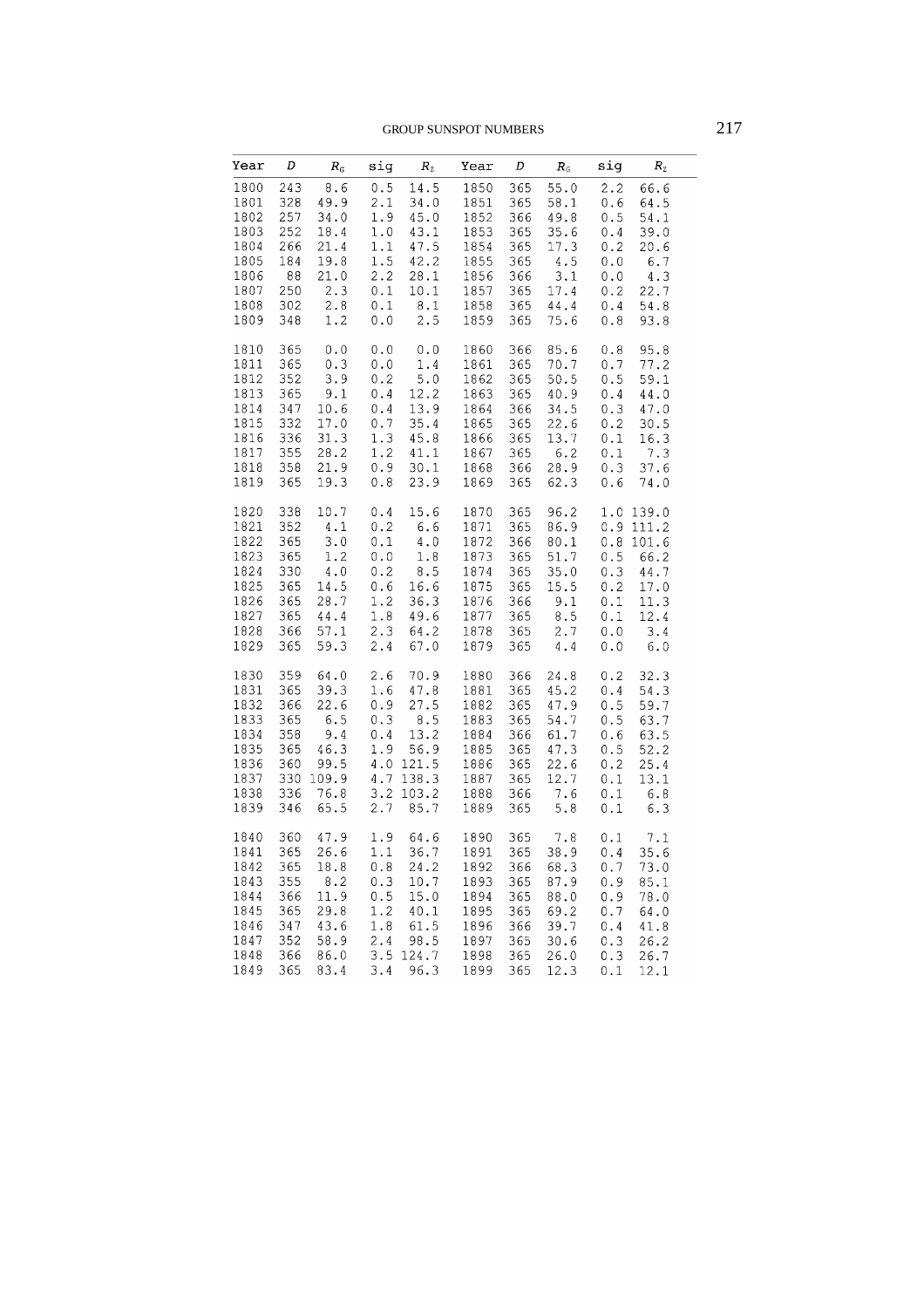| Year | $D$ | $R_G$ | sig | $R_Z$ | Year | $D$ | $R_G$ | sig | $R_Z$ |
|---|---|---|---|---|---|---|---|---|---|
| 1800 | 243 | 8.6 | 0.5 | 14.5 | 1850 | 365 | 55.0 | 2.2 | 66.6 |
| 1801 | 328 | 49.9 | 2.1 | 34.0 | 1851 | 365 | 58.1 | 0.6 | 64.5 |
| 1802 | 257 | 34.0 | 1.9 | 45.0 | 1852 | 366 | 49.8 | 0.5 | 54.1 |
| 1803 | 252 | 18.4 | 1.0 | 43.1 | 1853 | 365 | 35.6 | 0.4 | 39.0 |
| 1804 | 266 | 21.4 | 1.1 | 47.5 | 1854 | 365 | 17.3 | 0.2 | 20.6 |
| 1805 | 184 | 19.8 | 1.5 | 42.2 | 1855 | 365 | 4.5 | 0.0 | 6.7 |
| 1806 | 88 | 21.0 | 2.2 | 28.1 | 1856 | 366 | 3.1 | 0.0 | 4.3 |
| 1807 | 250 | 2.3 | 0.1 | 10.1 | 1857 | 365 | 17.4 | 0.2 | 22.7 |
| 1808 | 302 | 2.8 | 0.1 | 8.1 | 1858 | 365 | 44.4 | 0.4 | 54.8 |
| 1809 | 348 | 1.2 | 0.0 | 2.5 | 1859 | 365 | 75.6 | 0.8 | 93.8 |
| 1810 | 365 | 0.0 | 0.0 | 0.0 | 1860 | 366 | 85.6 | 0.8 | 95.8 |
| 1811 | 365 | 0.3 | 0.0 | 1.4 | 1861 | 365 | 70.7 | 0.7 | 77.2 |
| 1812 | 352 | 3.9 | 0.2 | 5.0 | 1862 | 365 | 50.5 | 0.5 | 59.1 |
| 1813 | 365 | 9.1 | 0.4 | 12.2 | 1863 | 365 | 40.9 | 0.4 | 44.0 |
| 1814 | 347 | 10.6 | 0.4 | 13.9 | 1864 | 366 | 34.5 | 0.3 | 47.0 |
| 1815 | 332 | 17.0 | 0.7 | 35.4 | 1865 | 365 | 22.6 | 0.2 | 30.5 |
| 1816 | 336 | 31.3 | 1.3 | 45.8 | 1866 | 365 | 13.7 | 0.1 | 16.3 |
| 1817 | 355 | 28.2 | 1.2 | 41.1 | 1867 | 365 | 6.2 | 0.1 | 7.3 |
| 1818 | 358 | 21.9 | 0.9 | 30.1 | 1868 | 366 | 28.9 | 0.3 | 37.6 |
| 1819 | 365 | 19.3 | 0.8 | 23.9 | 1869 | 365 | 62.3 | 0.6 | 74.0 |
| 1820 | 338 | 10.7 | 0.4 | 15.6 | 1870 | 365 | 96.2 | 1.0 | 139.0 |
| 1821 | 352 | 4.1 | 0.2 | 6.6 | 1871 | 365 | 86.9 | 0.9 | 111.2 |
| 1822 | 365 | 3.0 | 0.1 | 4.0 | 1872 | 366 | 80.1 | 0.8 | 101.6 |
| 1823 | 365 | 1.2 | 0.0 | 1.8 | 1873 | 365 | 51.7 | 0.5 | 66.2 |
| 1824 | 330 | 4.0 | 0.2 | 8.5 | 1874 | 365 | 35.0 | 0.3 | 44.7 |
| 1825 | 365 | 14.5 | 0.6 | 16.6 | 1875 | 365 | 15.5 | 0.2 | 17.0 |
| 1826 | 365 | 28.7 | 1.2 | 36.3 | 1876 | 366 | 9.1 | 0.1 | 11.3 |
| 1827 | 365 | 44.4 | 1.8 | 49.6 | 1877 | 365 | 8.5 | 0.1 | 12.4 |
| 1828 | 366 | 57.1 | 2.3 | 64.2 | 1878 | 365 | 2.7 | 0.0 | 3.4 |
| 1829 | 365 | 59.3 | 2.4 | 67.0 | 1879 | 365 | 4.4 | 0.0 | 6.0 |
| 1830 | 359 | 64.0 | 2.6 | 70.9 | 1880 | 366 | 24.8 | 0.2 | 32.3 |
| 1831 | 365 | 39.3 | 1.6 | 47.8 | 1881 | 365 | 45.2 | 0.4 | 54.3 |
| 1832 | 366 | 22.6 | 0.9 | 27.5 | 1882 | 365 | 47.9 | 0.5 | 59.7 |
| 1833 | 365 | 6.5 | 0.3 | 8.5 | 1883 | 365 | 54.7 | 0.5 | 63.7 |
| 1834 | 358 | 9.4 | 0.4 | 13.2 | 1884 | 366 | 61.7 | 0.6 | 63.5 |
| 1835 | 365 | 46.3 | 1.9 | 56.9 | 1885 | 365 | 47.3 | 0.5 | 52.2 |
| 1836 | 360 | 99.5 | 4.0 | 121.5 | 1886 | 365 | 22.6 | 0.2 | 25.4 |
| 1837 | 330 | 109.9 | 4.7 | 138.3 | 1887 | 365 | 12.7 | 0.1 | 13.1 |
| 1838 | 336 | 76.8 | 3.2 | 103.2 | 1888 | 366 | 7.6 | 0.1 | 6.8 |
| 1839 | 346 | 65.5 | 2.7 | 85.7 | 1889 | 365 | 5.8 | 0.1 | 6.3 |
| 1840 | 360 | 47.9 | 1.9 | 64.6 | 1890 | 365 | 7.8 | 0.1 | 7.1 |
| 1841 | 365 | 26.6 | 1.1 | 36.7 | 1891 | 365 | 38.9 | 0.4 | 35.6 |
| 1842 | 365 | 18.8 | 0.8 | 24.2 | 1892 | 366 | 68.3 | 0.7 | 73.0 |
| 1843 | 355 | 8.2 | 0.3 | 10.7 | 1893 | 365 | 87.9 | 0.9 | 85.1 |
| 1844 | 366 | 11.9 | 0.5 | 15.0 | 1894 | 365 | 88.0 | 0.9 | 78.0 |
| 1845 | 365 | 29.8 | 1.2 | 40.1 | 1895 | 365 | 69.2 | 0.7 | 64.0 |
| 1846 | 347 | 43.6 | 1.8 | 61.5 | 1896 | 366 | 39.7 | 0.4 | 41.8 |
| 1847 | 352 | 58.9 | 2.4 | 98.5 | 1897 | 365 | 30.6 | 0.3 | 26.2 |
| 1848 | 366 | 86.0 | 3.5 | 124.7 | 1898 | 365 | 26.0 | 0.3 | 26.7 |
| 1849 | 365 | 83.4 | 3.4 | 96.3 | 1899 | 365 | 12.3 | 0.1 | 12.1 |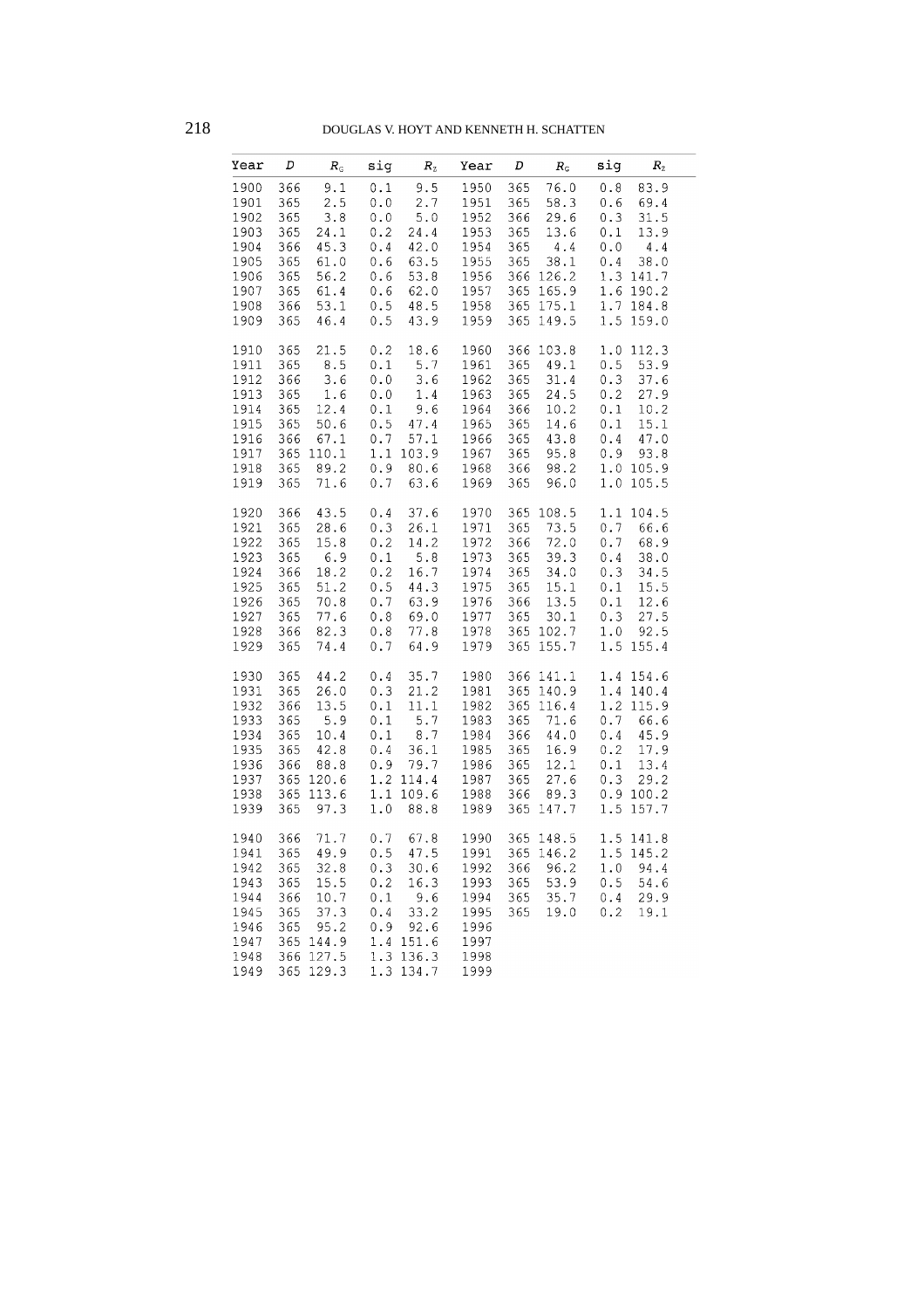| Year | $D$ | $R_G$ | sig | $R_Z$ | Year | $D$ | $R_G$ | sig | $R_Z$ |
|---|---|---|---|---|---|---|---|---|---|
| 1900 | 366 | 9.1 | 0.1 | 9.5 | 1950 | 365 | 76.0 | 0.8 | 83.9 |
| 1901 | 365 | 2.5 | 0.0 | 2.7 | 1951 | 365 | 58.3 | 0.6 | 69.4 |
| 1902 | 365 | 3.8 | 0.0 | 5.0 | 1952 | 366 | 29.6 | 0.3 | 31.5 |
| 1903 | 365 | 24.1 | 0.2 | 24.4 | 1953 | 365 | 13.6 | 0.1 | 13.9 |
| 1904 | 366 | 45.3 | 0.4 | 42.0 | 1954 | 365 | 4.4 | 0.0 | 4.4 |
| 1905 | 365 | 61.0 | 0.6 | 63.5 | 1955 | 365 | 38.1 | 0.4 | 38.0 |
| 1906 | 365 | 56.2 | 0.6 | 53.8 | 1956 | 366 | 126.2 | 1.3 | 141.7 |
| 1907 | 365 | 61.4 | 0.6 | 62.0 | 1957 | 365 | 165.9 | 1.6 | 190.2 |
| 1908 | 366 | 53.1 | 0.5 | 48.5 | 1958 | 365 | 175.1 | 1.7 | 184.8 |
| 1909 | 365 | 46.4 | 0.5 | 43.9 | 1959 | 365 | 149.5 | 1.5 | 159.0 |
| 1910 | 365 | 21.5 | 0.2 | 18.6 | 1960 | 366 | 103.8 | 1.0 | 112.3 |
| 1911 | 365 | 8.5 | 0.1 | 5.7 | 1961 | 365 | 49.1 | 0.5 | 53.9 |
| 1912 | 366 | 3.6 | 0.0 | 3.6 | 1962 | 365 | 31.4 | 0.3 | 37.6 |
| 1913 | 365 | 1.6 | 0.0 | 1.4 | 1963 | 365 | 24.5 | 0.2 | 27.9 |
| 1914 | 365 | 12.4 | 0.1 | 9.6 | 1964 | 366 | 10.2 | 0.1 | 10.2 |
| 1915 | 365 | 50.6 | 0.5 | 47.4 | 1965 | 365 | 14.6 | 0.1 | 15.1 |
| 1916 | 366 | 67.1 | 0.7 | 57.1 | 1966 | 365 | 43.8 | 0.4 | 47.0 |
| 1917 | 365 | 110.1 | 1.1 | 103.9 | 1967 | 365 | 95.8 | 0.9 | 93.8 |
| 1918 | 365 | 89.2 | 0.9 | 80.6 | 1968 | 366 | 98.2 | 1.0 | 105.9 |
| 1919 | 365 | 71.6 | 0.7 | 63.6 | 1969 | 365 | 96.0 | 1.0 | 105.5 |
| 1920 | 366 | 43.5 | 0.4 | 37.6 | 1970 | 365 | 108.5 | 1.1 | 104.5 |
| 1921 | 365 | 28.6 | 0.3 | 26.1 | 1971 | 365 | 73.5 | 0.7 | 66.6 |
| 1922 | 365 | 15.8 | 0.2 | 14.2 | 1972 | 366 | 72.0 | 0.7 | 68.9 |
| 1923 | 365 | 6.9 | 0.1 | 5.8 | 1973 | 365 | 39.3 | 0.4 | 38.0 |
| 1924 | 366 | 18.2 | 0.2 | 16.7 | 1974 | 365 | 34.0 | 0.3 | 34.5 |
| 1925 | 365 | 51.2 | 0.5 | 44.3 | 1975 | 365 | 15.1 | 0.1 | 15.5 |
| 1926 | 365 | 70.8 | 0.7 | 63.9 | 1976 | 366 | 13.5 | 0.1 | 12.6 |
| 1927 | 365 | 77.6 | 0.8 | 69.0 | 1977 | 365 | 30.1 | 0.3 | 27.5 |
| 1928 | 366 | 82.3 | 0.8 | 77.8 | 1978 | 365 | 102.7 | 1.0 | 92.5 |
| 1929 | 365 | 74.4 | 0.7 | 64.9 | 1979 | 365 | 155.7 | 1.5 | 155.4 |
| 1930 | 365 | 44.2 | 0.4 | 35.7 | 1980 | 366 | 141.1 | 1.4 | 154.6 |
| 1931 | 365 | 26.0 | 0.3 | 21.2 | 1981 | 365 | 140.9 | 1.4 | 140.4 |
| 1932 | 366 | 13.5 | 0.1 | 11.1 | 1982 | 365 | 116.4 | 1.2 | 115.9 |
| 1933 | 365 | 5.9 | 0.1 | 5.7 | 1983 | 365 | 71.6 | 0.7 | 66.6 |
| 1934 | 365 | 10.4 | 0.1 | 8.7 | 1984 | 366 | 44.0 | 0.4 | 45.9 |
| 1935 | 365 | 42.8 | 0.4 | 36.1 | 1985 | 365 | 16.9 | 0.2 | 17.9 |
| 1936 | 366 | 88.8 | 0.9 | 79.7 | 1986 | 365 | 12.1 | 0.1 | 13.4 |
| 1937 | 365 | 120.6 | 1.2 | 114.4 | 1987 | 365 | 27.6 | 0.3 | 29.2 |
| 1938 | 365 | 113.6 | 1.1 | 109.6 | 1988 | 366 | 89.3 | 0.9 | 100.2 |
| 1939 | 365 | 97.3 | 1.0 | 88.8 | 1989 | 365 | 147.7 | 1.5 | 157.7 |
| 1940 | 366 | 71.7 | 0.7 | 67.8 | 1990 | 365 | 148.5 | 1.5 | 141.8 |
| 1941 | 365 | 49.9 | 0.5 | 47.5 | 1991 | 365 | 146.2 | 1.5 | 145.2 |
| 1942 | 365 | 32.8 | 0.3 | 30.6 | 1992 | 366 | 96.2 | 1.0 | 94.4 |
| 1943 | 365 | 15.5 | 0.2 | 16.3 | 1993 | 365 | 53.9 | 0.5 | 54.6 |
| 1944 | 366 | 10.7 | 0.1 | 9.6 | 1994 | 365 | 35.7 | 0.4 | 29.9 |
| 1945 | 365 | 37.3 | 0.4 | 33.2 | 1995 | 365 | 19.0 | 0.2 | 19.1 |
| 1946 | 365 | 95.2 | 0.9 | 92.6 | 1996 | | | | |
| 1947 | 365 | 144.9 | 1.4 | 151.6 | 1997 | | | | |
| 1948 | 366 | 127.5 | 1.3 | 136.3 | 1998 | | | | |
| 1949 | 365 | 129.3 | 1.3 | 134.7 | 1999 | | | | |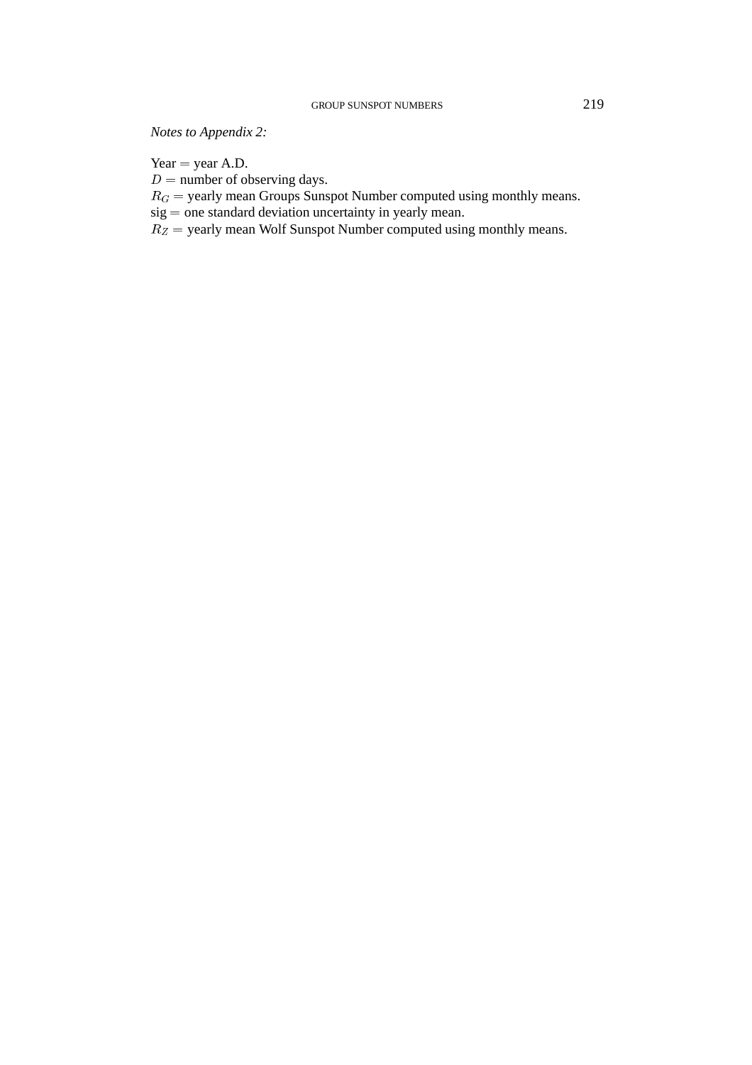*Notes to Appendix 2:*

Year = year A.D.  
$D$ = number of observing days.  
$R_G$ = yearly mean Groups Sunspot Number computed using monthly means.  
sig = one standard deviation uncertainty in yearly mean.  
$R_Z$ = yearly mean Wolf Sunspot Number computed using monthly means.